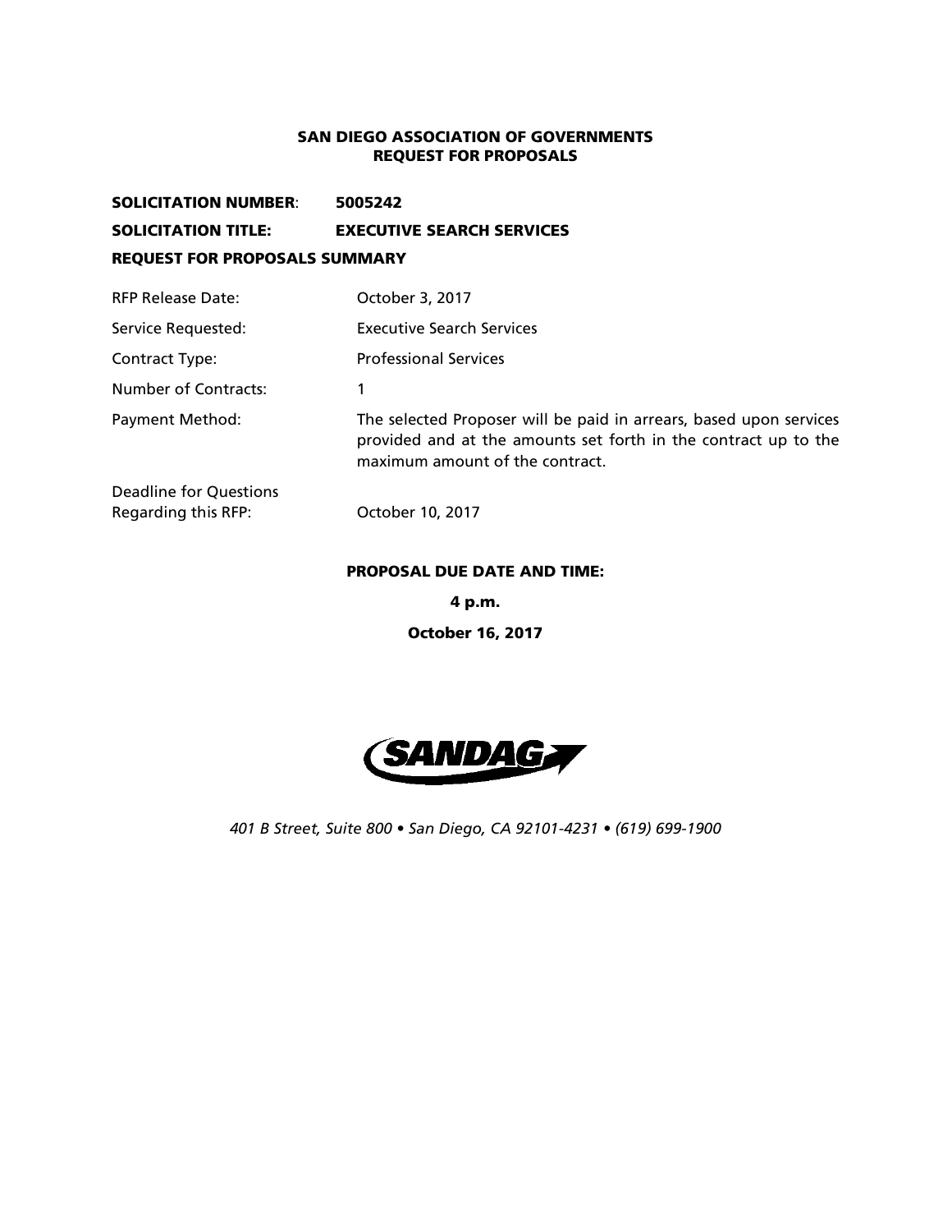# SAN DIEGO ASSOCIATION OF GOVERNMENTS
## REQUEST FOR PROPOSALS

**SOLICITATION NUMBER**: **5005242**

**SOLICITATION TITLE:** **EXECUTIVE SEARCH SERVICES**

**REQUEST FOR PROPOSALS SUMMARY**

| | |
|---|---|
| RFP Release Date: | October 3, 2017 |
| Service Requested: | Executive Search Services |
| Contract Type: | Professional Services |
| Number of Contracts: | 1 |
| Payment Method: | The selected Proposer will be paid in arrears, based upon services provided and at the amounts set forth in the contract up to the maximum amount of the contract. |
| Deadline for Questions Regarding this RFP: | October 10, 2017 |

**PROPOSAL DUE DATE AND TIME:**

**4 p.m.**

**October 16, 2017**

SANDAG

*401 B Street, Suite 800 • San Diego, CA 92101-4231 • (619) 699-1900*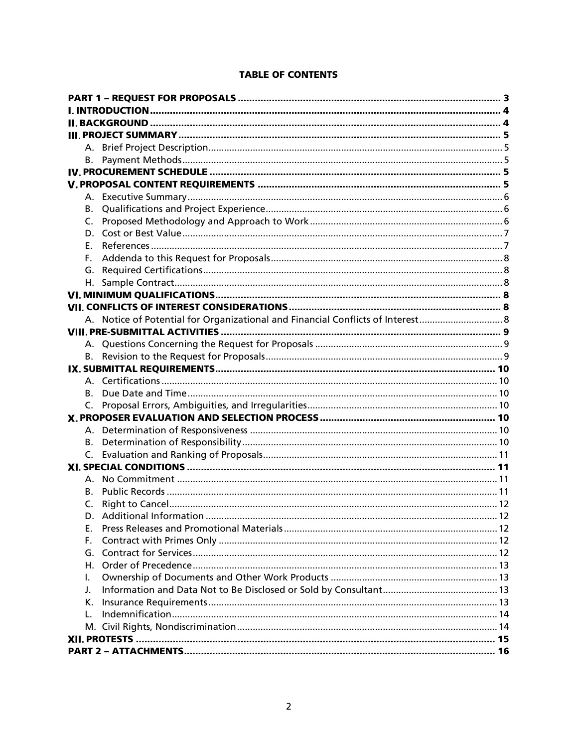**TABLE OF CONTENTS**

| | |
|---|---|
| **PART 1 – REQUEST FOR PROPOSALS** | **3** |
| **I. INTRODUCTION** | **4** |
| **II. BACKGROUND** | **4** |
| **III. PROJECT SUMMARY** | **5** |
| A. Brief Project Description | 5 |
| B. Payment Methods | 5 |
| **IV. PROCUREMENT SCHEDULE** | **5** |
| **V. PROPOSAL CONTENT REQUIREMENTS** | **5** |
| A. Executive Summary | 6 |
| B. Qualifications and Project Experience | 6 |
| C. Proposed Methodology and Approach to Work | 6 |
| D. Cost or Best Value | 7 |
| E. References | 7 |
| F. Addenda to this Request for Proposals | 8 |
| G. Required Certifications | 8 |
| H. Sample Contract | 8 |
| **VI. MINIMUM QUALIFICATIONS** | **8** |
| **VII. CONFLICTS OF INTEREST CONSIDERATIONS** | **8** |
| A. Notice of Potential for Organizational and Financial Conflicts of Interest | 8 |
| **VIII. PRE-SUBMITTAL ACTIVITIES** | **9** |
| A. Questions Concerning the Request for Proposals | 9 |
| B. Revision to the Request for Proposals | 9 |
| **IX. SUBMITTAL REQUIREMENTS** | **10** |
| A. Certifications | 10 |
| B. Due Date and Time | 10 |
| C. Proposal Errors, Ambiguities, and Irregularities | 10 |
| **X. PROPOSER EVALUATION AND SELECTION PROCESS** | **10** |
| A. Determination of Responsiveness | 10 |
| B. Determination of Responsibility | 10 |
| C. Evaluation and Ranking of Proposals | 11 |
| **XI. SPECIAL CONDITIONS** | **11** |
| A. No Commitment | 11 |
| B. Public Records | 11 |
| C. Right to Cancel | 12 |
| D. Additional Information | 12 |
| E. Press Releases and Promotional Materials | 12 |
| F. Contract with Primes Only | 12 |
| G. Contract for Services | 12 |
| H. Order of Precedence | 13 |
| I. Ownership of Documents and Other Work Products | 13 |
| J. Information and Data Not to Be Disclosed or Sold by Consultant | 13 |
| K. Insurance Requirements | 13 |
| L. Indemnification | 14 |
| M. Civil Rights, Nondiscrimination | 14 |
| **XII. PROTESTS** | **15** |
| **PART 2 – ATTACHMENTS** | **16** |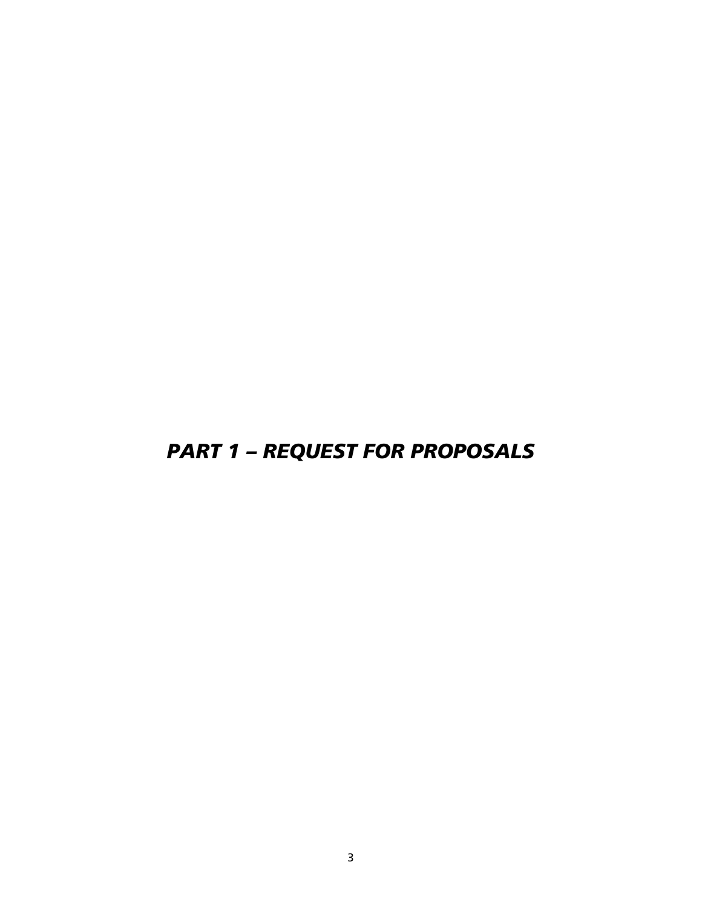# *PART 1 – REQUEST FOR PROPOSALS*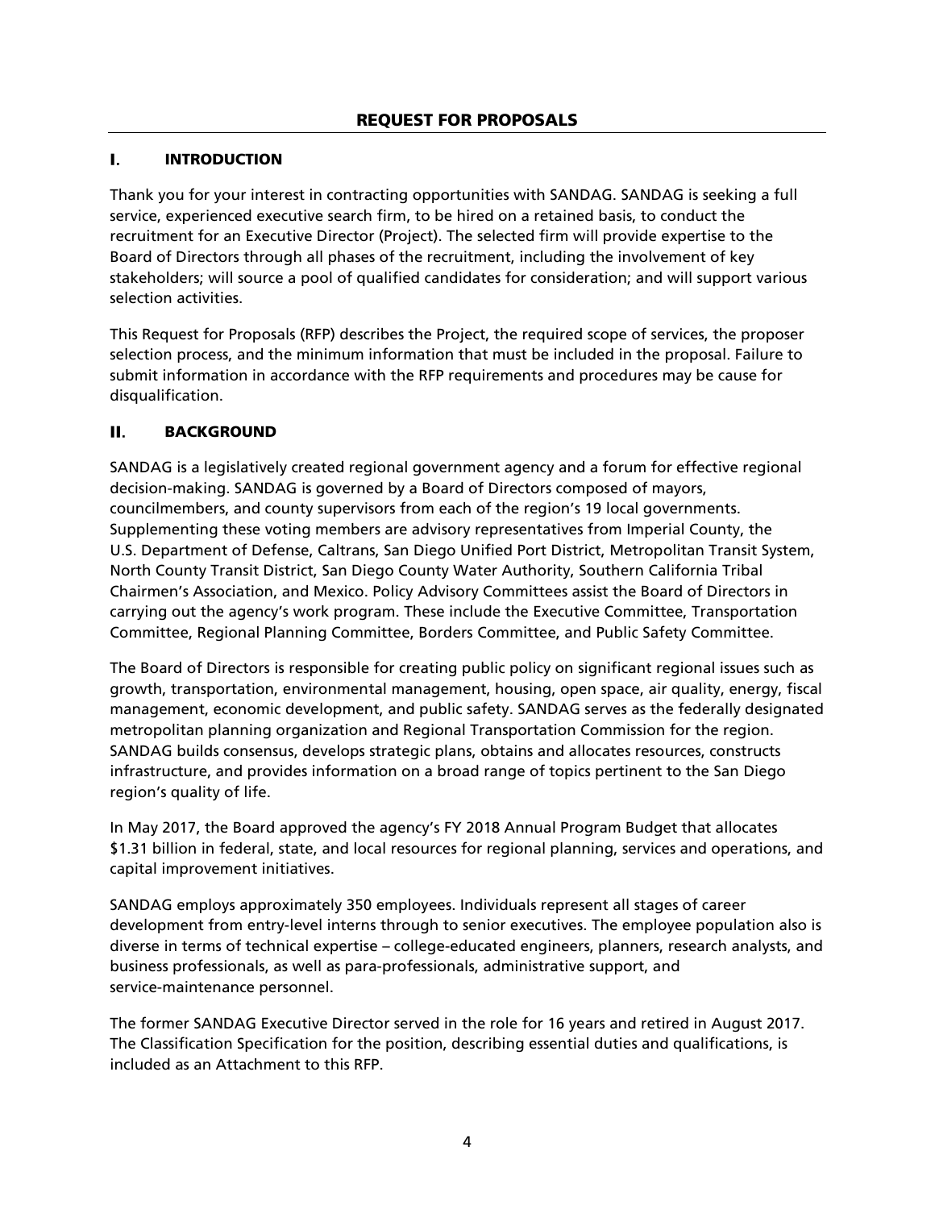# REQUEST FOR PROPOSALS

## I. INTRODUCTION

Thank you for your interest in contracting opportunities with SANDAG. SANDAG is seeking a full service, experienced executive search firm, to be hired on a retained basis, to conduct the recruitment for an Executive Director (Project). The selected firm will provide expertise to the Board of Directors through all phases of the recruitment, including the involvement of key stakeholders; will source a pool of qualified candidates for consideration; and will support various selection activities.

This Request for Proposals (RFP) describes the Project, the required scope of services, the proposer selection process, and the minimum information that must be included in the proposal. Failure to submit information in accordance with the RFP requirements and procedures may be cause for disqualification.

## II. BACKGROUND

SANDAG is a legislatively created regional government agency and a forum for effective regional decision-making. SANDAG is governed by a Board of Directors composed of mayors, councilmembers, and county supervisors from each of the region's 19 local governments. Supplementing these voting members are advisory representatives from Imperial County, the U.S. Department of Defense, Caltrans, San Diego Unified Port District, Metropolitan Transit System, North County Transit District, San Diego County Water Authority, Southern California Tribal Chairmen's Association, and Mexico. Policy Advisory Committees assist the Board of Directors in carrying out the agency's work program. These include the Executive Committee, Transportation Committee, Regional Planning Committee, Borders Committee, and Public Safety Committee.

The Board of Directors is responsible for creating public policy on significant regional issues such as growth, transportation, environmental management, housing, open space, air quality, energy, fiscal management, economic development, and public safety. SANDAG serves as the federally designated metropolitan planning organization and Regional Transportation Commission for the region. SANDAG builds consensus, develops strategic plans, obtains and allocates resources, constructs infrastructure, and provides information on a broad range of topics pertinent to the San Diego region's quality of life.

In May 2017, the Board approved the agency's FY 2018 Annual Program Budget that allocates $1.31 billion in federal, state, and local resources for regional planning, services and operations, and capital improvement initiatives.

SANDAG employs approximately 350 employees. Individuals represent all stages of career development from entry-level interns through to senior executives. The employee population also is diverse in terms of technical expertise – college-educated engineers, planners, research analysts, and business professionals, as well as para-professionals, administrative support, and service-maintenance personnel.

The former SANDAG Executive Director served in the role for 16 years and retired in August 2017. The Classification Specification for the position, describing essential duties and qualifications, is included as an Attachment to this RFP.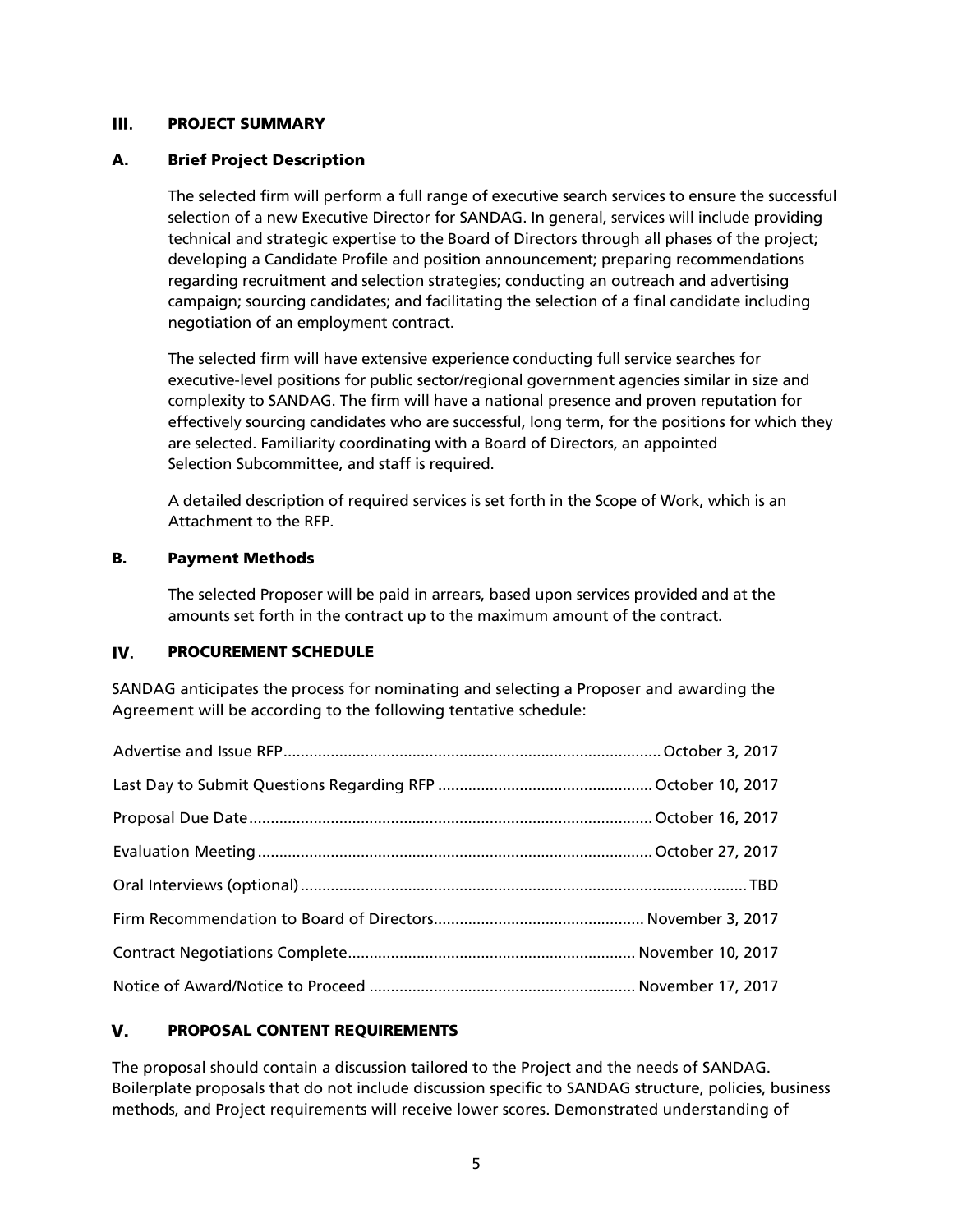## III. PROJECT SUMMARY

### A. Brief Project Description

The selected firm will perform a full range of executive search services to ensure the successful selection of a new Executive Director for SANDAG. In general, services will include providing technical and strategic expertise to the Board of Directors through all phases of the project; developing a Candidate Profile and position announcement; preparing recommendations regarding recruitment and selection strategies; conducting an outreach and advertising campaign; sourcing candidates; and facilitating the selection of a final candidate including negotiation of an employment contract.

The selected firm will have extensive experience conducting full service searches for executive-level positions for public sector/regional government agencies similar in size and complexity to SANDAG. The firm will have a national presence and proven reputation for effectively sourcing candidates who are successful, long term, for the positions for which they are selected. Familiarity coordinating with a Board of Directors, an appointed Selection Subcommittee, and staff is required.

A detailed description of required services is set forth in the Scope of Work, which is an Attachment to the RFP.

### B. Payment Methods

The selected Proposer will be paid in arrears, based upon services provided and at the amounts set forth in the contract up to the maximum amount of the contract.

## IV. PROCUREMENT SCHEDULE

SANDAG anticipates the process for nominating and selecting a Proposer and awarding the Agreement will be according to the following tentative schedule:

| | |
|---|---|
| Advertise and Issue RFP | October 3, 2017 |
| Last Day to Submit Questions Regarding RFP | October 10, 2017 |
| Proposal Due Date | October 16, 2017 |
| Evaluation Meeting | October 27, 2017 |
| Oral Interviews (optional) | TBD |
| Firm Recommendation to Board of Directors | November 3, 2017 |
| Contract Negotiations Complete | November 10, 2017 |
| Notice of Award/Notice to Proceed | November 17, 2017 |

## V. PROPOSAL CONTENT REQUIREMENTS

The proposal should contain a discussion tailored to the Project and the needs of SANDAG. Boilerplate proposals that do not include discussion specific to SANDAG structure, policies, business methods, and Project requirements will receive lower scores. Demonstrated understanding of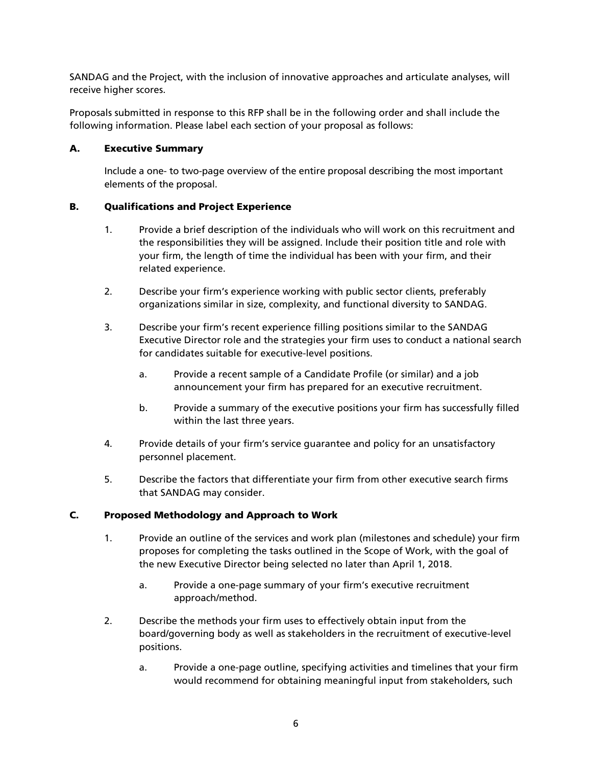SANDAG and the Project, with the inclusion of innovative approaches and articulate analyses, will receive higher scores.

Proposals submitted in response to this RFP shall be in the following order and shall include the following information. Please label each section of your proposal as follows:

### A. Executive Summary

Include a one- to two-page overview of the entire proposal describing the most important elements of the proposal.

### B. Qualifications and Project Experience

1. Provide a brief description of the individuals who will work on this recruitment and the responsibilities they will be assigned. Include their position title and role with your firm, the length of time the individual has been with your firm, and their related experience.

2. Describe your firm's experience working with public sector clients, preferably organizations similar in size, complexity, and functional diversity to SANDAG.

3. Describe your firm's recent experience filling positions similar to the SANDAG Executive Director role and the strategies your firm uses to conduct a national search for candidates suitable for executive-level positions.

   a. Provide a recent sample of a Candidate Profile (or similar) and a job announcement your firm has prepared for an executive recruitment.

   b. Provide a summary of the executive positions your firm has successfully filled within the last three years.

4. Provide details of your firm's service guarantee and policy for an unsatisfactory personnel placement.

5. Describe the factors that differentiate your firm from other executive search firms that SANDAG may consider.

### C. Proposed Methodology and Approach to Work

1. Provide an outline of the services and work plan (milestones and schedule) your firm proposes for completing the tasks outlined in the Scope of Work, with the goal of the new Executive Director being selected no later than April 1, 2018.

   a. Provide a one-page summary of your firm's executive recruitment approach/method.

2. Describe the methods your firm uses to effectively obtain input from the board/governing body as well as stakeholders in the recruitment of executive-level positions.

   a. Provide a one-page outline, specifying activities and timelines that your firm would recommend for obtaining meaningful input from stakeholders, such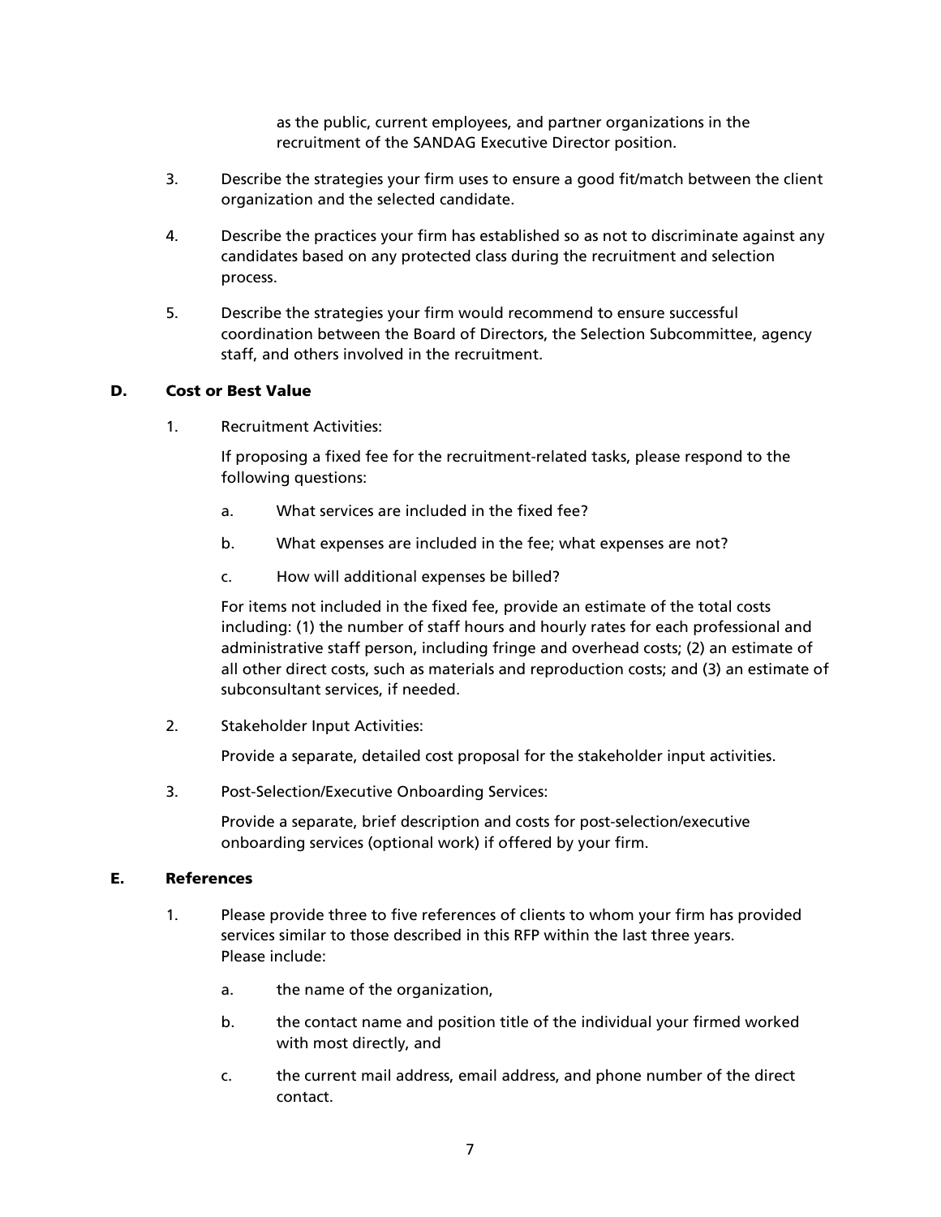as the public, current employees, and partner organizations in the recruitment of the SANDAG Executive Director position.

3. Describe the strategies your firm uses to ensure a good fit/match between the client organization and the selected candidate.

4. Describe the practices your firm has established so as not to discriminate against any candidates based on any protected class during the recruitment and selection process.

5. Describe the strategies your firm would recommend to ensure successful coordination between the Board of Directors, the Selection Subcommittee, agency staff, and others involved in the recruitment.

## D. Cost or Best Value

1. Recruitment Activities:

   If proposing a fixed fee for the recruitment-related tasks, please respond to the following questions:

   a. What services are included in the fixed fee?

   b. What expenses are included in the fee; what expenses are not?

   c. How will additional expenses be billed?

   For items not included in the fixed fee, provide an estimate of the total costs including: (1) the number of staff hours and hourly rates for each professional and administrative staff person, including fringe and overhead costs; (2) an estimate of all other direct costs, such as materials and reproduction costs; and (3) an estimate of subconsultant services, if needed.

2. Stakeholder Input Activities:

   Provide a separate, detailed cost proposal for the stakeholder input activities.

3. Post-Selection/Executive Onboarding Services:

   Provide a separate, brief description and costs for post-selection/executive onboarding services (optional work) if offered by your firm.

## E. References

1. Please provide three to five references of clients to whom your firm has provided services similar to those described in this RFP within the last three years. Please include:

   a. the name of the organization,

   b. the contact name and position title of the individual your firmed worked with most directly, and

   c. the current mail address, email address, and phone number of the direct contact.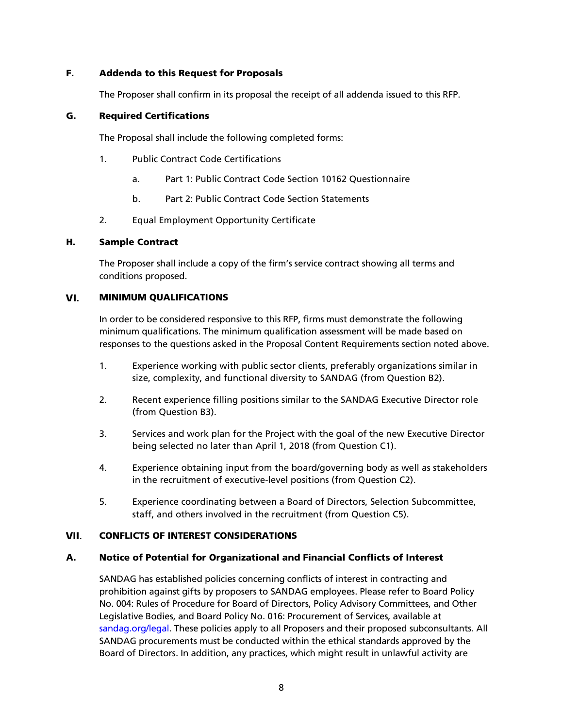### F. Addenda to this Request for Proposals

The Proposer shall confirm in its proposal the receipt of all addenda issued to this RFP.

### G. Required Certifications

The Proposal shall include the following completed forms:

1. Public Contract Code Certifications
   a. Part 1: Public Contract Code Section 10162 Questionnaire
   b. Part 2: Public Contract Code Section Statements
2. Equal Employment Opportunity Certificate

### H. Sample Contract

The Proposer shall include a copy of the firm's service contract showing all terms and conditions proposed.

## VI. MINIMUM QUALIFICATIONS

In order to be considered responsive to this RFP, firms must demonstrate the following minimum qualifications. The minimum qualification assessment will be made based on responses to the questions asked in the Proposal Content Requirements section noted above.

1. Experience working with public sector clients, preferably organizations similar in size, complexity, and functional diversity to SANDAG (from Question B2).
2. Recent experience filling positions similar to the SANDAG Executive Director role (from Question B3).
3. Services and work plan for the Project with the goal of the new Executive Director being selected no later than April 1, 2018 (from Question C1).
4. Experience obtaining input from the board/governing body as well as stakeholders in the recruitment of executive-level positions (from Question C2).
5. Experience coordinating between a Board of Directors, Selection Subcommittee, staff, and others involved in the recruitment (from Question C5).

## VII. CONFLICTS OF INTEREST CONSIDERATIONS

### A. Notice of Potential for Organizational and Financial Conflicts of Interest

SANDAG has established policies concerning conflicts of interest in contracting and prohibition against gifts by proposers to SANDAG employees. Please refer to Board Policy No. 004: Rules of Procedure for Board of Directors, Policy Advisory Committees, and Other Legislative Bodies, and Board Policy No. 016: Procurement of Services, available at sandag.org/legal. These policies apply to all Proposers and their proposed subconsultants. All SANDAG procurements must be conducted within the ethical standards approved by the Board of Directors. In addition, any practices, which might result in unlawful activity are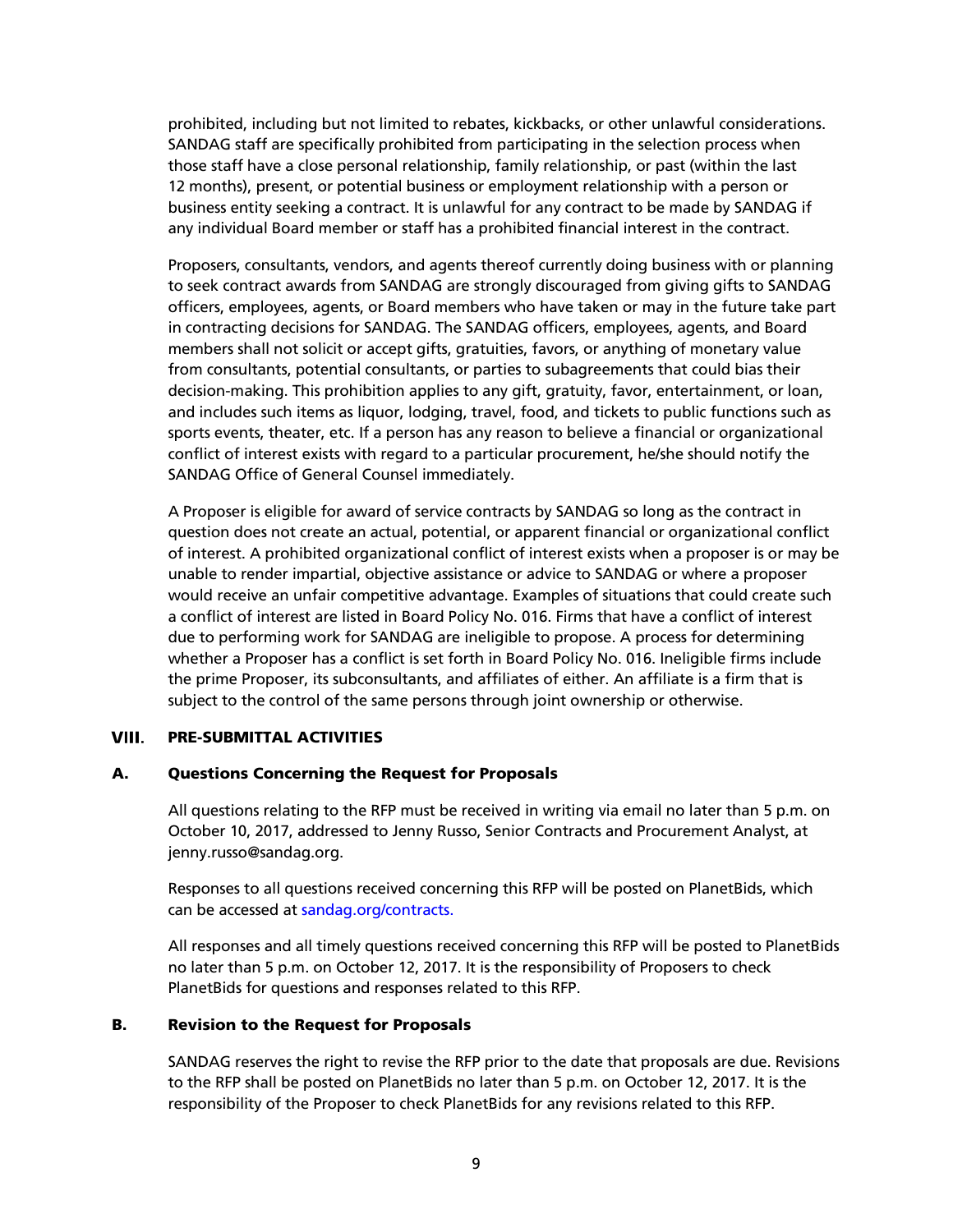prohibited, including but not limited to rebates, kickbacks, or other unlawful considerations. SANDAG staff are specifically prohibited from participating in the selection process when those staff have a close personal relationship, family relationship, or past (within the last 12 months), present, or potential business or employment relationship with a person or business entity seeking a contract. It is unlawful for any contract to be made by SANDAG if any individual Board member or staff has a prohibited financial interest in the contract.

Proposers, consultants, vendors, and agents thereof currently doing business with or planning to seek contract awards from SANDAG are strongly discouraged from giving gifts to SANDAG officers, employees, agents, or Board members who have taken or may in the future take part in contracting decisions for SANDAG. The SANDAG officers, employees, agents, and Board members shall not solicit or accept gifts, gratuities, favors, or anything of monetary value from consultants, potential consultants, or parties to subagreements that could bias their decision-making. This prohibition applies to any gift, gratuity, favor, entertainment, or loan, and includes such items as liquor, lodging, travel, food, and tickets to public functions such as sports events, theater, etc. If a person has any reason to believe a financial or organizational conflict of interest exists with regard to a particular procurement, he/she should notify the SANDAG Office of General Counsel immediately.

A Proposer is eligible for award of service contracts by SANDAG so long as the contract in question does not create an actual, potential, or apparent financial or organizational conflict of interest. A prohibited organizational conflict of interest exists when a proposer is or may be unable to render impartial, objective assistance or advice to SANDAG or where a proposer would receive an unfair competitive advantage. Examples of situations that could create such a conflict of interest are listed in Board Policy No. 016. Firms that have a conflict of interest due to performing work for SANDAG are ineligible to propose. A process for determining whether a Proposer has a conflict is set forth in Board Policy No. 016. Ineligible firms include the prime Proposer, its subconsultants, and affiliates of either. An affiliate is a firm that is subject to the control of the same persons through joint ownership or otherwise.

## VIII. PRE-SUBMITTAL ACTIVITIES

### A. Questions Concerning the Request for Proposals

All questions relating to the RFP must be received in writing via email no later than 5 p.m. on October 10, 2017, addressed to Jenny Russo, Senior Contracts and Procurement Analyst, at jenny.russo@sandag.org.

Responses to all questions received concerning this RFP will be posted on PlanetBids, which can be accessed at sandag.org/contracts.

All responses and all timely questions received concerning this RFP will be posted to PlanetBids no later than 5 p.m. on October 12, 2017. It is the responsibility of Proposers to check PlanetBids for questions and responses related to this RFP.

### B. Revision to the Request for Proposals

SANDAG reserves the right to revise the RFP prior to the date that proposals are due. Revisions to the RFP shall be posted on PlanetBids no later than 5 p.m. on October 12, 2017. It is the responsibility of the Proposer to check PlanetBids for any revisions related to this RFP.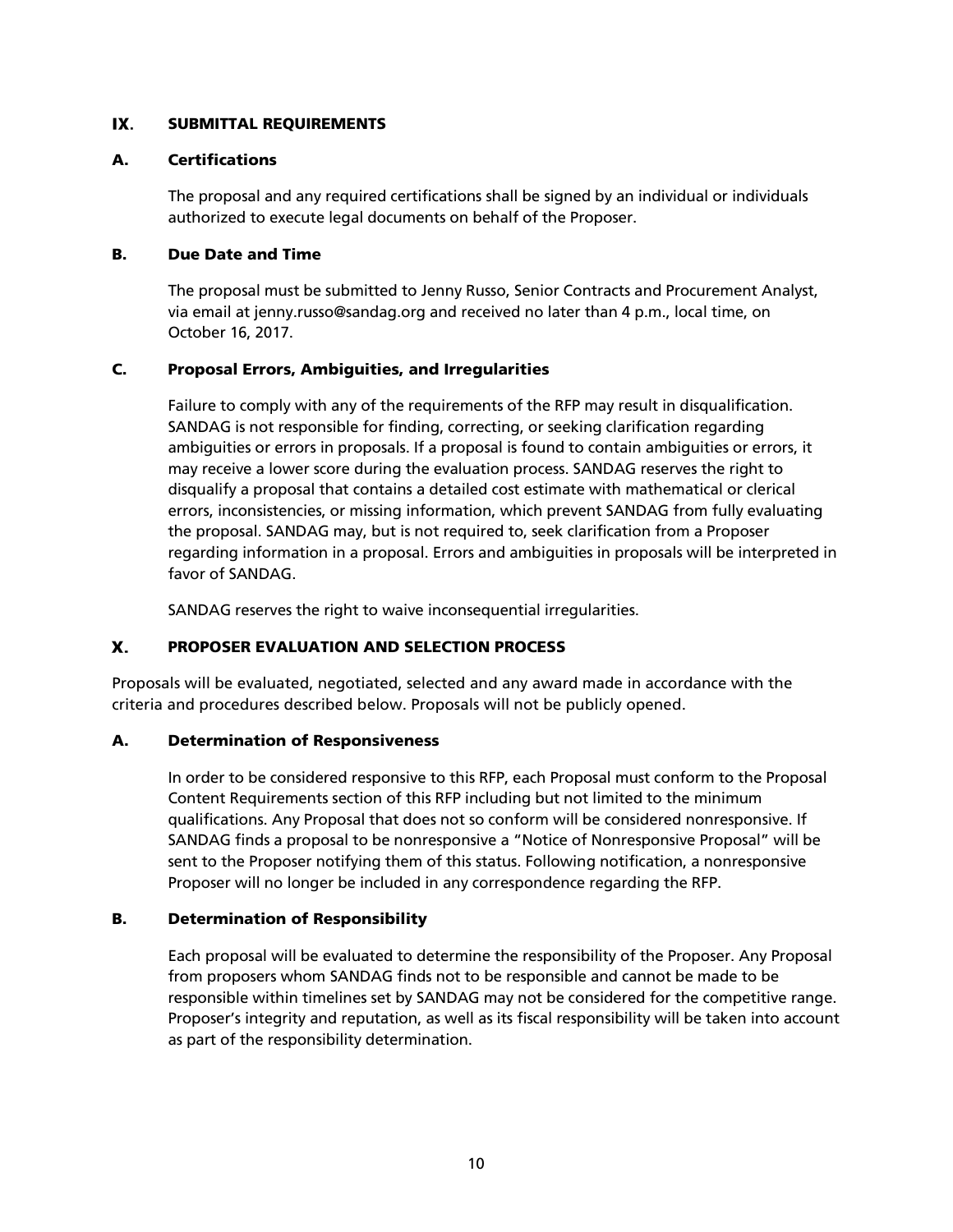## IX. SUBMITTAL REQUIREMENTS

### A. Certifications

The proposal and any required certifications shall be signed by an individual or individuals authorized to execute legal documents on behalf of the Proposer.

### B. Due Date and Time

The proposal must be submitted to Jenny Russo, Senior Contracts and Procurement Analyst, via email at jenny.russo@sandag.org and received no later than 4 p.m., local time, on October 16, 2017.

### C. Proposal Errors, Ambiguities, and Irregularities

Failure to comply with any of the requirements of the RFP may result in disqualification. SANDAG is not responsible for finding, correcting, or seeking clarification regarding ambiguities or errors in proposals. If a proposal is found to contain ambiguities or errors, it may receive a lower score during the evaluation process. SANDAG reserves the right to disqualify a proposal that contains a detailed cost estimate with mathematical or clerical errors, inconsistencies, or missing information, which prevent SANDAG from fully evaluating the proposal. SANDAG may, but is not required to, seek clarification from a Proposer regarding information in a proposal. Errors and ambiguities in proposals will be interpreted in favor of SANDAG.

SANDAG reserves the right to waive inconsequential irregularities.

## X. PROPOSER EVALUATION AND SELECTION PROCESS

Proposals will be evaluated, negotiated, selected and any award made in accordance with the criteria and procedures described below. Proposals will not be publicly opened.

### A. Determination of Responsiveness

In order to be considered responsive to this RFP, each Proposal must conform to the Proposal Content Requirements section of this RFP including but not limited to the minimum qualifications. Any Proposal that does not so conform will be considered nonresponsive. If SANDAG finds a proposal to be nonresponsive a "Notice of Nonresponsive Proposal" will be sent to the Proposer notifying them of this status. Following notification, a nonresponsive Proposer will no longer be included in any correspondence regarding the RFP.

### B. Determination of Responsibility

Each proposal will be evaluated to determine the responsibility of the Proposer. Any Proposal from proposers whom SANDAG finds not to be responsible and cannot be made to be responsible within timelines set by SANDAG may not be considered for the competitive range. Proposer's integrity and reputation, as well as its fiscal responsibility will be taken into account as part of the responsibility determination.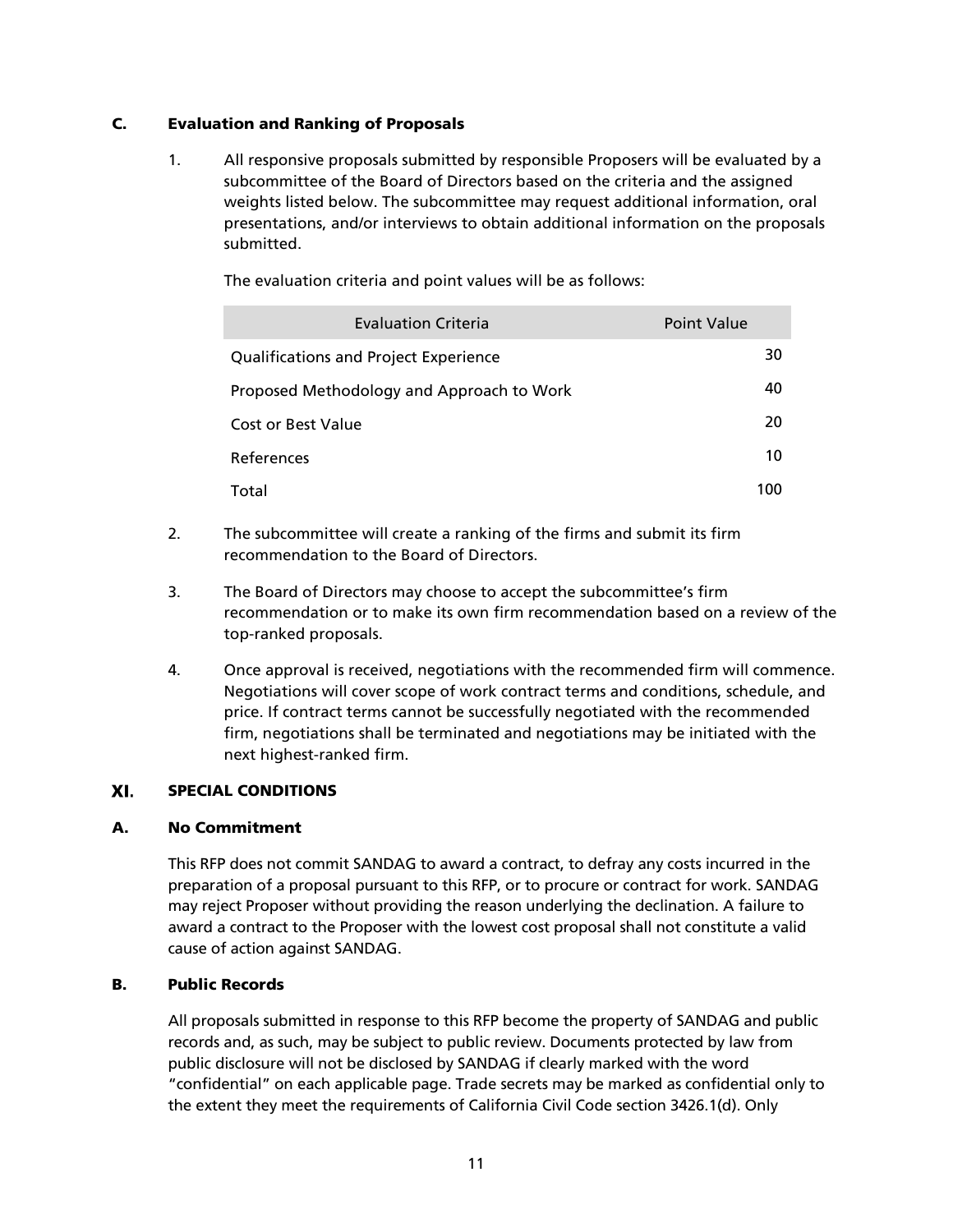### C. Evaluation and Ranking of Proposals

1. All responsive proposals submitted by responsible Proposers will be evaluated by a subcommittee of the Board of Directors based on the criteria and the assigned weights listed below. The subcommittee may request additional information, oral presentations, and/or interviews to obtain additional information on the proposals submitted.

   The evaluation criteria and point values will be as follows:

   | Evaluation Criteria | Point Value |
   |---|---|
   | Qualifications and Project Experience | 30 |
   | Proposed Methodology and Approach to Work | 40 |
   | Cost or Best Value | 20 |
   | References | 10 |
   | Total | 100 |

2. The subcommittee will create a ranking of the firms and submit its firm recommendation to the Board of Directors.

3. The Board of Directors may choose to accept the subcommittee's firm recommendation or to make its own firm recommendation based on a review of the top-ranked proposals.

4. Once approval is received, negotiations with the recommended firm will commence. Negotiations will cover scope of work contract terms and conditions, schedule, and price. If contract terms cannot be successfully negotiated with the recommended firm, negotiations shall be terminated and negotiations may be initiated with the next highest-ranked firm.

## XI. SPECIAL CONDITIONS

### A. No Commitment

This RFP does not commit SANDAG to award a contract, to defray any costs incurred in the preparation of a proposal pursuant to this RFP, or to procure or contract for work. SANDAG may reject Proposer without providing the reason underlying the declination. A failure to award a contract to the Proposer with the lowest cost proposal shall not constitute a valid cause of action against SANDAG.

### B. Public Records

All proposals submitted in response to this RFP become the property of SANDAG and public records and, as such, may be subject to public review. Documents protected by law from public disclosure will not be disclosed by SANDAG if clearly marked with the word "confidential" on each applicable page. Trade secrets may be marked as confidential only to the extent they meet the requirements of California Civil Code section 3426.1(d). Only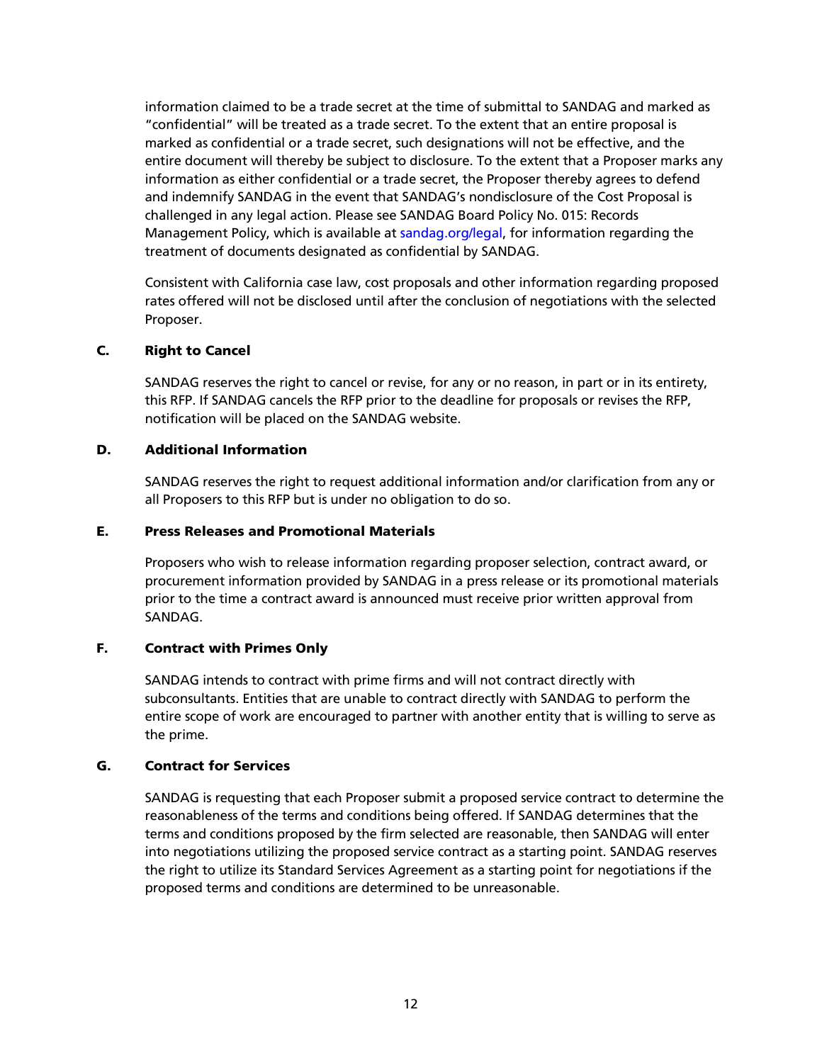information claimed to be a trade secret at the time of submittal to SANDAG and marked as "confidential" will be treated as a trade secret. To the extent that an entire proposal is marked as confidential or a trade secret, such designations will not be effective, and the entire document will thereby be subject to disclosure. To the extent that a Proposer marks any information as either confidential or a trade secret, the Proposer thereby agrees to defend and indemnify SANDAG in the event that SANDAG's nondisclosure of the Cost Proposal is challenged in any legal action. Please see SANDAG Board Policy No. 015: Records Management Policy, which is available at sandag.org/legal, for information regarding the treatment of documents designated as confidential by SANDAG.

Consistent with California case law, cost proposals and other information regarding proposed rates offered will not be disclosed until after the conclusion of negotiations with the selected Proposer.

### C. Right to Cancel

SANDAG reserves the right to cancel or revise, for any or no reason, in part or in its entirety, this RFP. If SANDAG cancels the RFP prior to the deadline for proposals or revises the RFP, notification will be placed on the SANDAG website.

### D. Additional Information

SANDAG reserves the right to request additional information and/or clarification from any or all Proposers to this RFP but is under no obligation to do so.

### E. Press Releases and Promotional Materials

Proposers who wish to release information regarding proposer selection, contract award, or procurement information provided by SANDAG in a press release or its promotional materials prior to the time a contract award is announced must receive prior written approval from SANDAG.

### F. Contract with Primes Only

SANDAG intends to contract with prime firms and will not contract directly with subconsultants. Entities that are unable to contract directly with SANDAG to perform the entire scope of work are encouraged to partner with another entity that is willing to serve as the prime.

### G. Contract for Services

SANDAG is requesting that each Proposer submit a proposed service contract to determine the reasonableness of the terms and conditions being offered. If SANDAG determines that the terms and conditions proposed by the firm selected are reasonable, then SANDAG will enter into negotiations utilizing the proposed service contract as a starting point. SANDAG reserves the right to utilize its Standard Services Agreement as a starting point for negotiations if the proposed terms and conditions are determined to be unreasonable.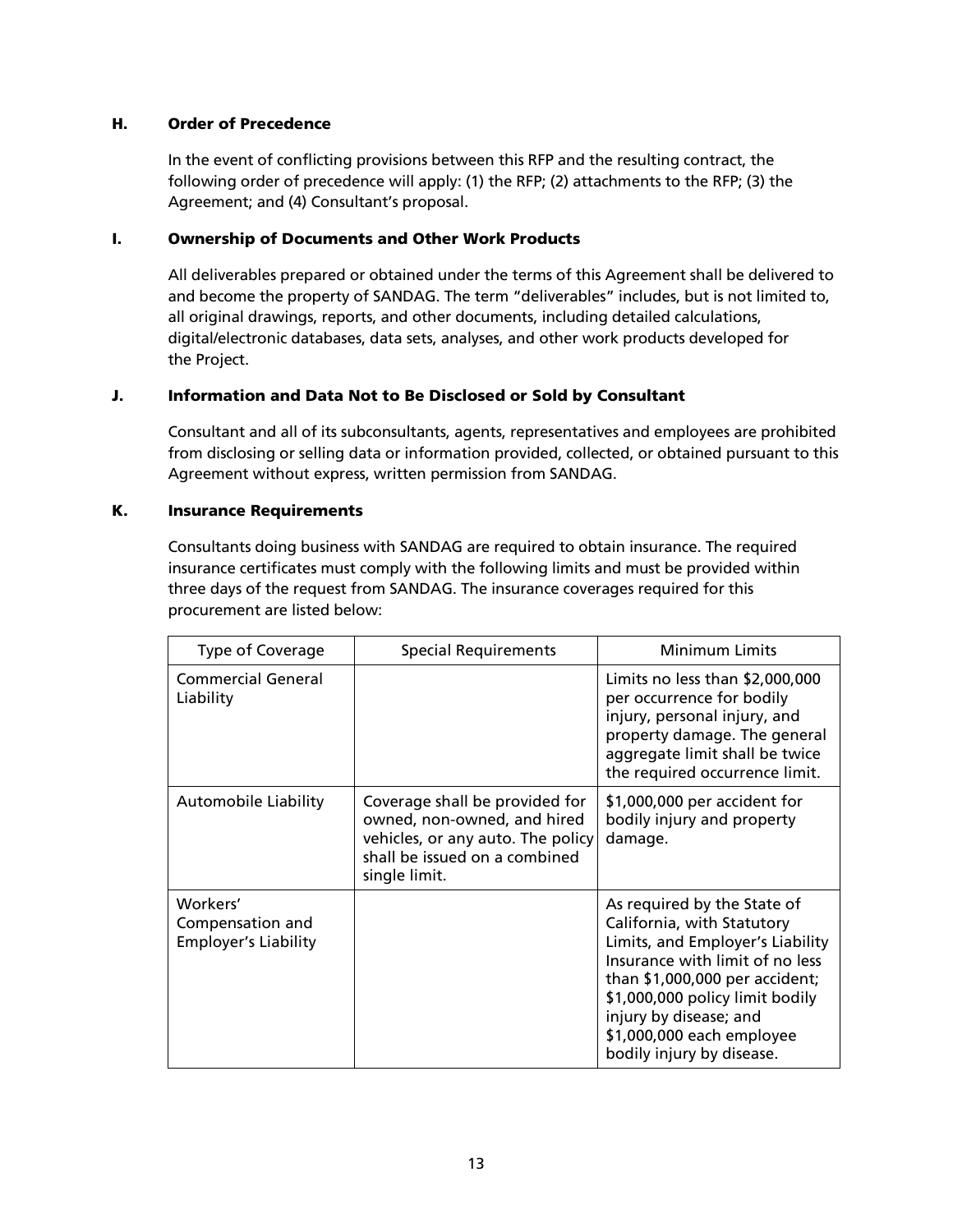### H. Order of Precedence

In the event of conflicting provisions between this RFP and the resulting contract, the following order of precedence will apply: (1) the RFP; (2) attachments to the RFP; (3) the Agreement; and (4) Consultant's proposal.

### I. Ownership of Documents and Other Work Products

All deliverables prepared or obtained under the terms of this Agreement shall be delivered to and become the property of SANDAG. The term "deliverables" includes, but is not limited to, all original drawings, reports, and other documents, including detailed calculations, digital/electronic databases, data sets, analyses, and other work products developed for the Project.

### J. Information and Data Not to Be Disclosed or Sold by Consultant

Consultant and all of its subconsultants, agents, representatives and employees are prohibited from disclosing or selling data or information provided, collected, or obtained pursuant to this Agreement without express, written permission from SANDAG.

### K. Insurance Requirements

Consultants doing business with SANDAG are required to obtain insurance. The required insurance certificates must comply with the following limits and must be provided within three days of the request from SANDAG. The insurance coverages required for this procurement are listed below:

| Type of Coverage | Special Requirements | Minimum Limits |
|---|---|---|
| Commercial General Liability | | Limits no less than $2,000,000 per occurrence for bodily injury, personal injury, and property damage. The general aggregate limit shall be twice the required occurrence limit. |
| Automobile Liability | Coverage shall be provided for owned, non-owned, and hired vehicles, or any auto. The policy shall be issued on a combined single limit. | $1,000,000 per accident for bodily injury and property damage. |
| Workers' Compensation and Employer's Liability | | As required by the State of California, with Statutory Limits, and Employer's Liability Insurance with limit of no less than $1,000,000 per accident; $1,000,000 policy limit bodily injury by disease; and $1,000,000 each employee bodily injury by disease. |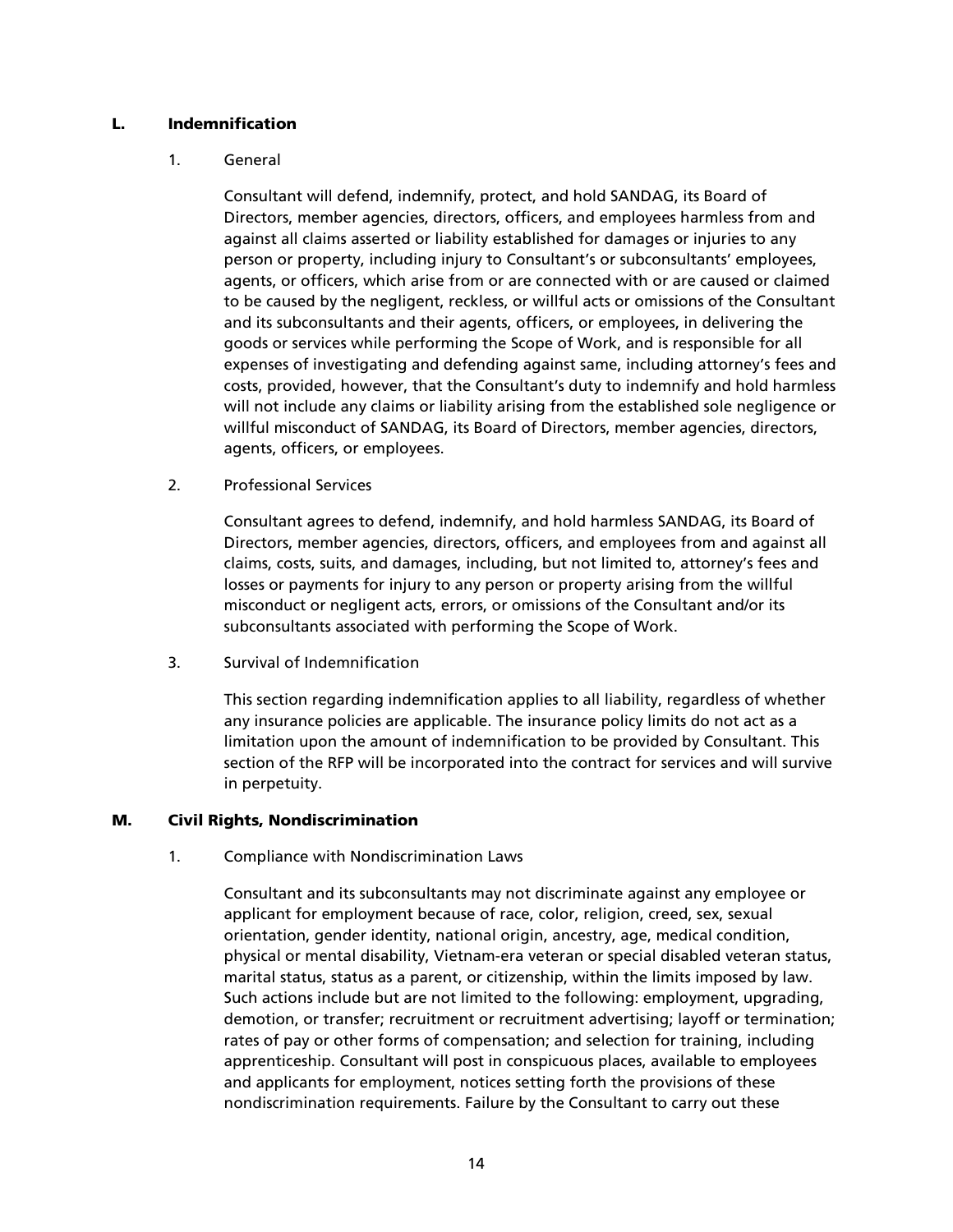## L. Indemnification

### 1. General

Consultant will defend, indemnify, protect, and hold SANDAG, its Board of Directors, member agencies, directors, officers, and employees harmless from and against all claims asserted or liability established for damages or injuries to any person or property, including injury to Consultant's or subconsultants' employees, agents, or officers, which arise from or are connected with or are caused or claimed to be caused by the negligent, reckless, or willful acts or omissions of the Consultant and its subconsultants and their agents, officers, or employees, in delivering the goods or services while performing the Scope of Work, and is responsible for all expenses of investigating and defending against same, including attorney's fees and costs, provided, however, that the Consultant's duty to indemnify and hold harmless will not include any claims or liability arising from the established sole negligence or willful misconduct of SANDAG, its Board of Directors, member agencies, directors, agents, officers, or employees.

### 2. Professional Services

Consultant agrees to defend, indemnify, and hold harmless SANDAG, its Board of Directors, member agencies, directors, officers, and employees from and against all claims, costs, suits, and damages, including, but not limited to, attorney's fees and losses or payments for injury to any person or property arising from the willful misconduct or negligent acts, errors, or omissions of the Consultant and/or its subconsultants associated with performing the Scope of Work.

### 3. Survival of Indemnification

This section regarding indemnification applies to all liability, regardless of whether any insurance policies are applicable. The insurance policy limits do not act as a limitation upon the amount of indemnification to be provided by Consultant. This section of the RFP will be incorporated into the contract for services and will survive in perpetuity.

## M. Civil Rights, Nondiscrimination

### 1. Compliance with Nondiscrimination Laws

Consultant and its subconsultants may not discriminate against any employee or applicant for employment because of race, color, religion, creed, sex, sexual orientation, gender identity, national origin, ancestry, age, medical condition, physical or mental disability, Vietnam-era veteran or special disabled veteran status, marital status, status as a parent, or citizenship, within the limits imposed by law. Such actions include but are not limited to the following: employment, upgrading, demotion, or transfer; recruitment or recruitment advertising; layoff or termination; rates of pay or other forms of compensation; and selection for training, including apprenticeship. Consultant will post in conspicuous places, available to employees and applicants for employment, notices setting forth the provisions of these nondiscrimination requirements. Failure by the Consultant to carry out these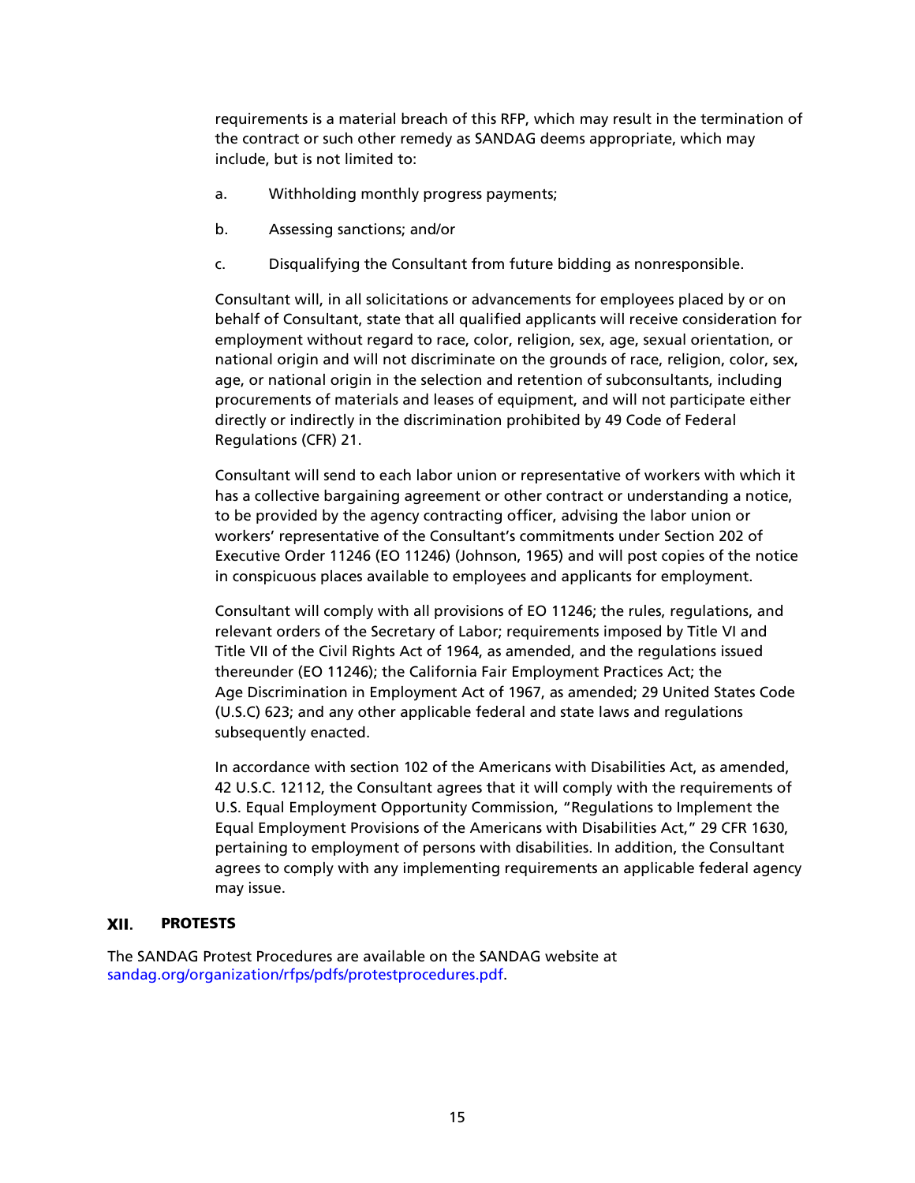requirements is a material breach of this RFP, which may result in the termination of the contract or such other remedy as SANDAG deems appropriate, which may include, but is not limited to:

a. Withholding monthly progress payments;

b. Assessing sanctions; and/or

c. Disqualifying the Consultant from future bidding as nonresponsible.

Consultant will, in all solicitations or advancements for employees placed by or on behalf of Consultant, state that all qualified applicants will receive consideration for employment without regard to race, color, religion, sex, age, sexual orientation, or national origin and will not discriminate on the grounds of race, religion, color, sex, age, or national origin in the selection and retention of subconsultants, including procurements of materials and leases of equipment, and will not participate either directly or indirectly in the discrimination prohibited by 49 Code of Federal Regulations (CFR) 21.

Consultant will send to each labor union or representative of workers with which it has a collective bargaining agreement or other contract or understanding a notice, to be provided by the agency contracting officer, advising the labor union or workers' representative of the Consultant's commitments under Section 202 of Executive Order 11246 (EO 11246) (Johnson, 1965) and will post copies of the notice in conspicuous places available to employees and applicants for employment.

Consultant will comply with all provisions of EO 11246; the rules, regulations, and relevant orders of the Secretary of Labor; requirements imposed by Title VI and Title VII of the Civil Rights Act of 1964, as amended, and the regulations issued thereunder (EO 11246); the California Fair Employment Practices Act; the Age Discrimination in Employment Act of 1967, as amended; 29 United States Code (U.S.C) 623; and any other applicable federal and state laws and regulations subsequently enacted.

In accordance with section 102 of the Americans with Disabilities Act, as amended, 42 U.S.C. 12112, the Consultant agrees that it will comply with the requirements of U.S. Equal Employment Opportunity Commission, "Regulations to Implement the Equal Employment Provisions of the Americans with Disabilities Act," 29 CFR 1630, pertaining to employment of persons with disabilities. In addition, the Consultant agrees to comply with any implementing requirements an applicable federal agency may issue.

## XII. PROTESTS

The SANDAG Protest Procedures are available on the SANDAG website at sandag.org/organization/rfps/pdfs/protestprocedures.pdf.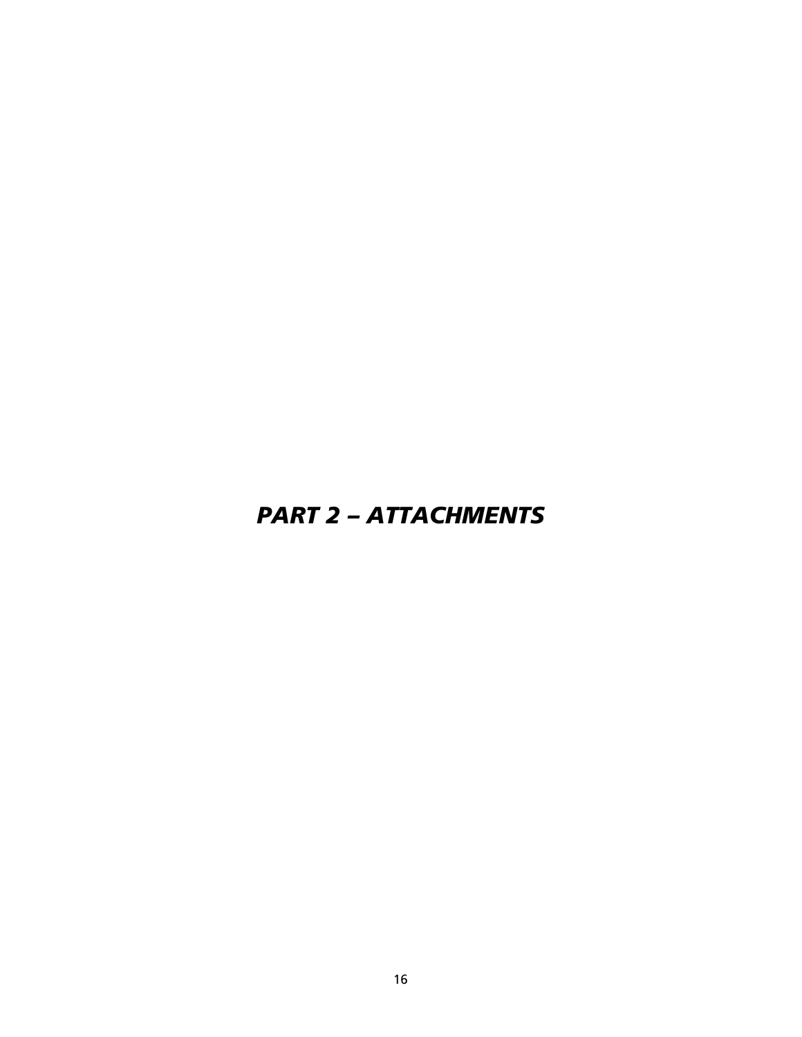# *PART 2 – ATTACHMENTS*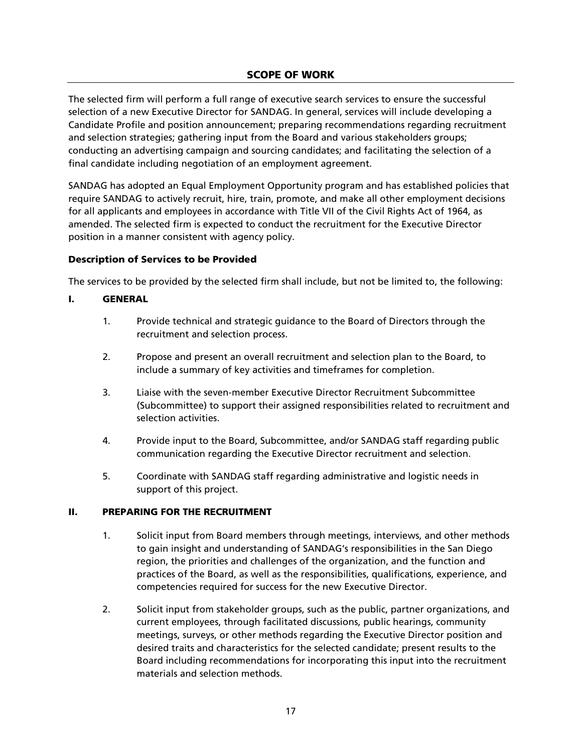## SCOPE OF WORK

The selected firm will perform a full range of executive search services to ensure the successful selection of a new Executive Director for SANDAG. In general, services will include developing a Candidate Profile and position announcement; preparing recommendations regarding recruitment and selection strategies; gathering input from the Board and various stakeholders groups; conducting an advertising campaign and sourcing candidates; and facilitating the selection of a final candidate including negotiation of an employment agreement.

SANDAG has adopted an Equal Employment Opportunity program and has established policies that require SANDAG to actively recruit, hire, train, promote, and make all other employment decisions for all applicants and employees in accordance with Title VII of the Civil Rights Act of 1964, as amended. The selected firm is expected to conduct the recruitment for the Executive Director position in a manner consistent with agency policy.

### Description of Services to be Provided

The services to be provided by the selected firm shall include, but not be limited to, the following:

### I. GENERAL

1. Provide technical and strategic guidance to the Board of Directors through the recruitment and selection process.
2. Propose and present an overall recruitment and selection plan to the Board, to include a summary of key activities and timeframes for completion.
3. Liaise with the seven-member Executive Director Recruitment Subcommittee (Subcommittee) to support their assigned responsibilities related to recruitment and selection activities.
4. Provide input to the Board, Subcommittee, and/or SANDAG staff regarding public communication regarding the Executive Director recruitment and selection.
5. Coordinate with SANDAG staff regarding administrative and logistic needs in support of this project.

### II. PREPARING FOR THE RECRUITMENT

1. Solicit input from Board members through meetings, interviews, and other methods to gain insight and understanding of SANDAG's responsibilities in the San Diego region, the priorities and challenges of the organization, and the function and practices of the Board, as well as the responsibilities, qualifications, experience, and competencies required for success for the new Executive Director.
2. Solicit input from stakeholder groups, such as the public, partner organizations, and current employees, through facilitated discussions, public hearings, community meetings, surveys, or other methods regarding the Executive Director position and desired traits and characteristics for the selected candidate; present results to the Board including recommendations for incorporating this input into the recruitment materials and selection methods.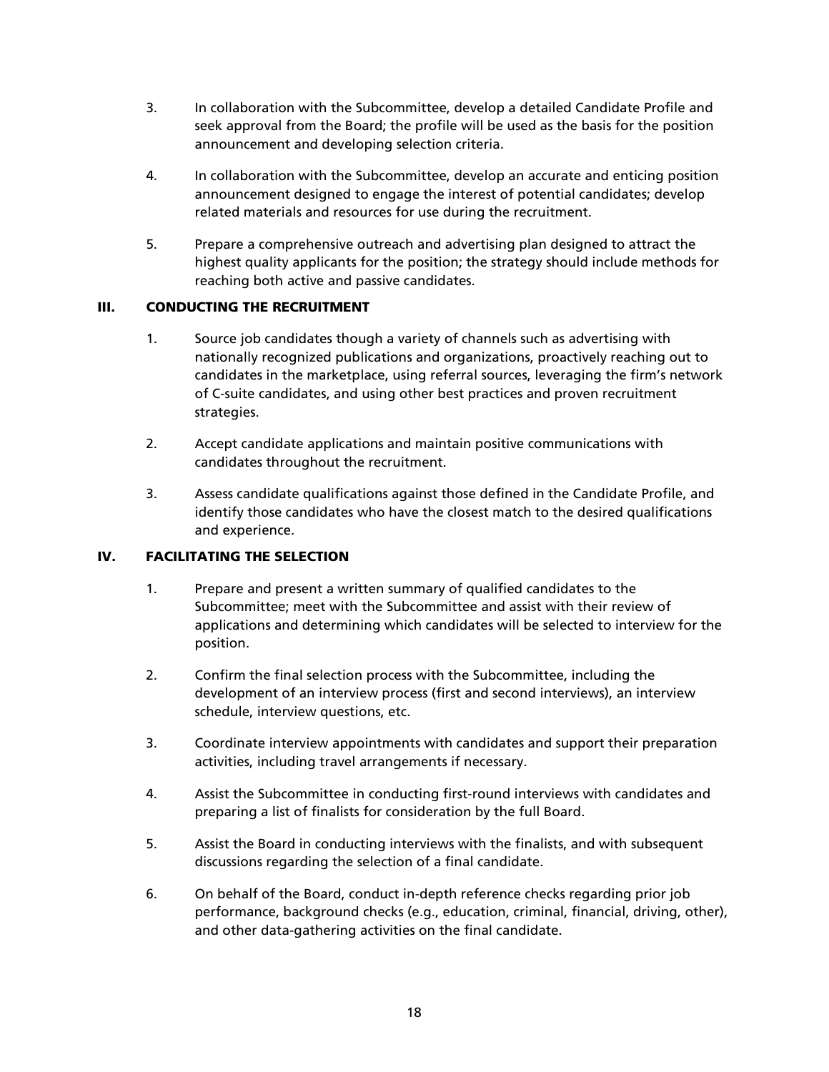3. In collaboration with the Subcommittee, develop a detailed Candidate Profile and seek approval from the Board; the profile will be used as the basis for the position announcement and developing selection criteria.

4. In collaboration with the Subcommittee, develop an accurate and enticing position announcement designed to engage the interest of potential candidates; develop related materials and resources for use during the recruitment.

5. Prepare a comprehensive outreach and advertising plan designed to attract the highest quality applicants for the position; the strategy should include methods for reaching both active and passive candidates.

## III. CONDUCTING THE RECRUITMENT

1. Source job candidates though a variety of channels such as advertising with nationally recognized publications and organizations, proactively reaching out to candidates in the marketplace, using referral sources, leveraging the firm's network of C-suite candidates, and using other best practices and proven recruitment strategies.

2. Accept candidate applications and maintain positive communications with candidates throughout the recruitment.

3. Assess candidate qualifications against those defined in the Candidate Profile, and identify those candidates who have the closest match to the desired qualifications and experience.

## IV. FACILITATING THE SELECTION

1. Prepare and present a written summary of qualified candidates to the Subcommittee; meet with the Subcommittee and assist with their review of applications and determining which candidates will be selected to interview for the position.

2. Confirm the final selection process with the Subcommittee, including the development of an interview process (first and second interviews), an interview schedule, interview questions, etc.

3. Coordinate interview appointments with candidates and support their preparation activities, including travel arrangements if necessary.

4. Assist the Subcommittee in conducting first-round interviews with candidates and preparing a list of finalists for consideration by the full Board.

5. Assist the Board in conducting interviews with the finalists, and with subsequent discussions regarding the selection of a final candidate.

6. On behalf of the Board, conduct in-depth reference checks regarding prior job performance, background checks (e.g., education, criminal, financial, driving, other), and other data-gathering activities on the final candidate.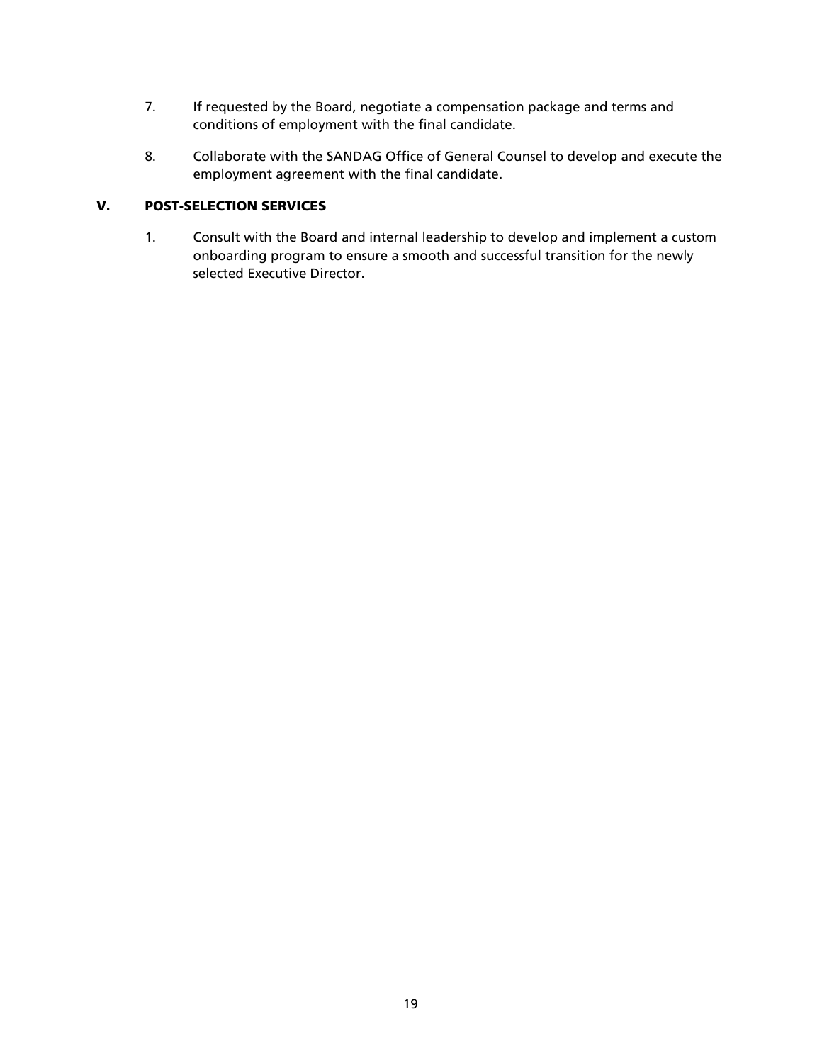7. If requested by the Board, negotiate a compensation package and terms and conditions of employment with the final candidate.

8. Collaborate with the SANDAG Office of General Counsel to develop and execute the employment agreement with the final candidate.

## V. POST-SELECTION SERVICES

1. Consult with the Board and internal leadership to develop and implement a custom onboarding program to ensure a smooth and successful transition for the newly selected Executive Director.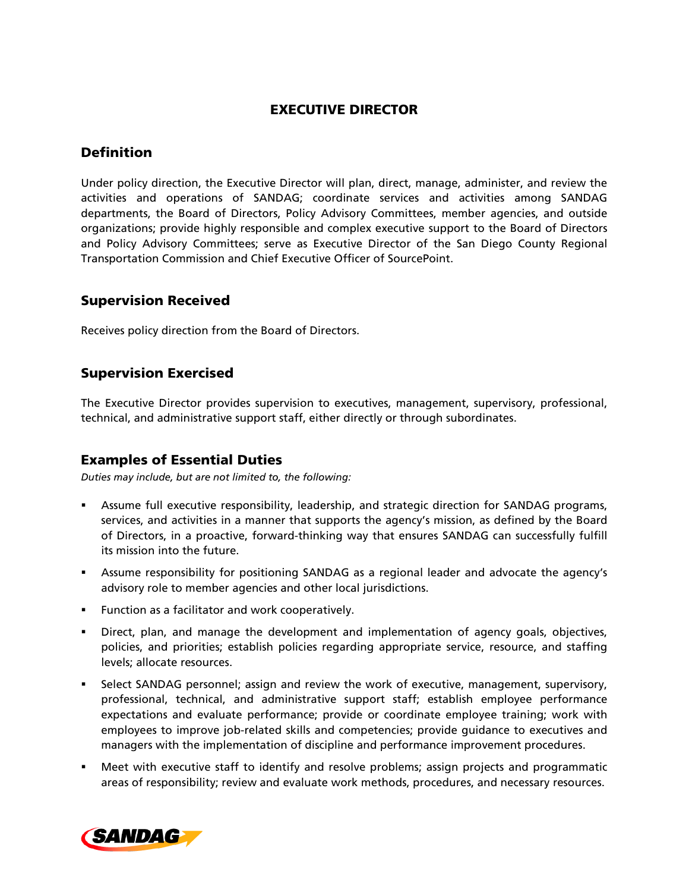# EXECUTIVE DIRECTOR

## Definition

Under policy direction, the Executive Director will plan, direct, manage, administer, and review the activities and operations of SANDAG; coordinate services and activities among SANDAG departments, the Board of Directors, Policy Advisory Committees, member agencies, and outside organizations; provide highly responsible and complex executive support to the Board of Directors and Policy Advisory Committees; serve as Executive Director of the San Diego County Regional Transportation Commission and Chief Executive Officer of SourcePoint.

## Supervision Received

Receives policy direction from the Board of Directors.

## Supervision Exercised

The Executive Director provides supervision to executives, management, supervisory, professional, technical, and administrative support staff, either directly or through subordinates.

## Examples of Essential Duties

*Duties may include, but are not limited to, the following:*

- Assume full executive responsibility, leadership, and strategic direction for SANDAG programs, services, and activities in a manner that supports the agency's mission, as defined by the Board of Directors, in a proactive, forward-thinking way that ensures SANDAG can successfully fulfill its mission into the future.
- Assume responsibility for positioning SANDAG as a regional leader and advocate the agency's advisory role to member agencies and other local jurisdictions.
- Function as a facilitator and work cooperatively.
- Direct, plan, and manage the development and implementation of agency goals, objectives, policies, and priorities; establish policies regarding appropriate service, resource, and staffing levels; allocate resources.
- Select SANDAG personnel; assign and review the work of executive, management, supervisory, professional, technical, and administrative support staff; establish employee performance expectations and evaluate performance; provide or coordinate employee training; work with employees to improve job-related skills and competencies; provide guidance to executives and managers with the implementation of discipline and performance improvement procedures.
- Meet with executive staff to identify and resolve problems; assign projects and programmatic areas of responsibility; review and evaluate work methods, procedures, and necessary resources.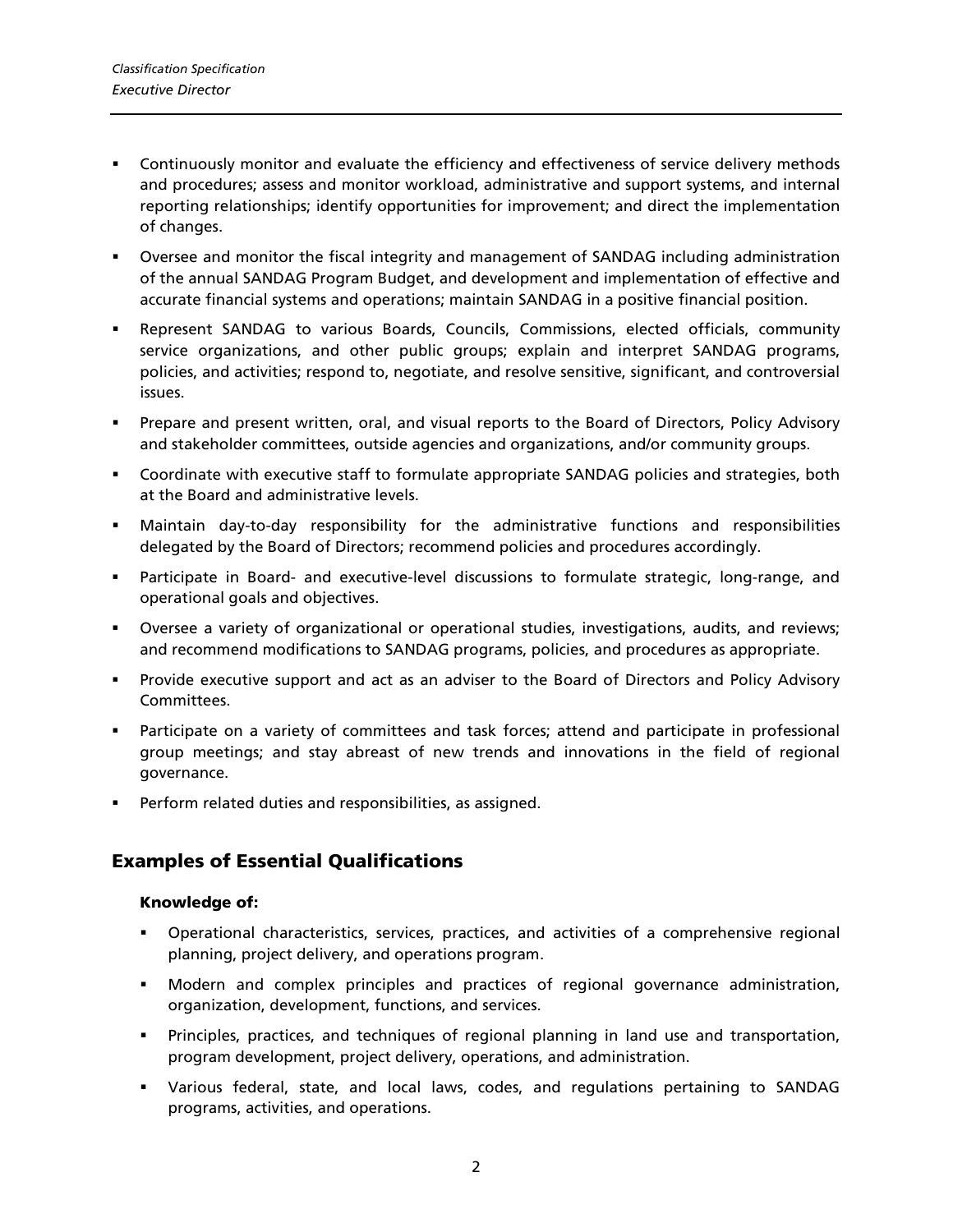- Continuously monitor and evaluate the efficiency and effectiveness of service delivery methods and procedures; assess and monitor workload, administrative and support systems, and internal reporting relationships; identify opportunities for improvement; and direct the implementation of changes.
- Oversee and monitor the fiscal integrity and management of SANDAG including administration of the annual SANDAG Program Budget, and development and implementation of effective and accurate financial systems and operations; maintain SANDAG in a positive financial position.
- Represent SANDAG to various Boards, Councils, Commissions, elected officials, community service organizations, and other public groups; explain and interpret SANDAG programs, policies, and activities; respond to, negotiate, and resolve sensitive, significant, and controversial issues.
- Prepare and present written, oral, and visual reports to the Board of Directors, Policy Advisory and stakeholder committees, outside agencies and organizations, and/or community groups.
- Coordinate with executive staff to formulate appropriate SANDAG policies and strategies, both at the Board and administrative levels.
- Maintain day-to-day responsibility for the administrative functions and responsibilities delegated by the Board of Directors; recommend policies and procedures accordingly.
- Participate in Board- and executive-level discussions to formulate strategic, long-range, and operational goals and objectives.
- Oversee a variety of organizational or operational studies, investigations, audits, and reviews; and recommend modifications to SANDAG programs, policies, and procedures as appropriate.
- Provide executive support and act as an adviser to the Board of Directors and Policy Advisory Committees.
- Participate on a variety of committees and task forces; attend and participate in professional group meetings; and stay abreast of new trends and innovations in the field of regional governance.
- Perform related duties and responsibilities, as assigned.

## Examples of Essential Qualifications

### Knowledge of:

- Operational characteristics, services, practices, and activities of a comprehensive regional planning, project delivery, and operations program.
- Modern and complex principles and practices of regional governance administration, organization, development, functions, and services.
- Principles, practices, and techniques of regional planning in land use and transportation, program development, project delivery, operations, and administration.
- Various federal, state, and local laws, codes, and regulations pertaining to SANDAG programs, activities, and operations.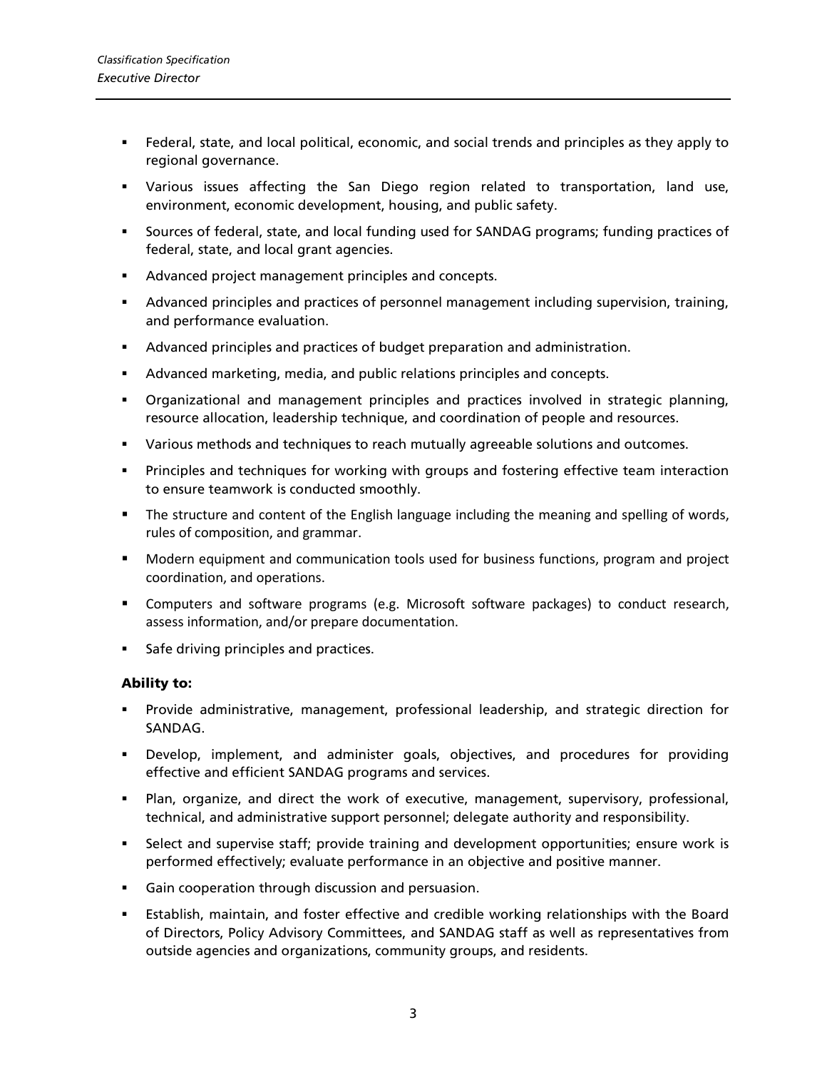- Federal, state, and local political, economic, and social trends and principles as they apply to regional governance.
- Various issues affecting the San Diego region related to transportation, land use, environment, economic development, housing, and public safety.
- Sources of federal, state, and local funding used for SANDAG programs; funding practices of federal, state, and local grant agencies.
- Advanced project management principles and concepts.
- Advanced principles and practices of personnel management including supervision, training, and performance evaluation.
- Advanced principles and practices of budget preparation and administration.
- Advanced marketing, media, and public relations principles and concepts.
- Organizational and management principles and practices involved in strategic planning, resource allocation, leadership technique, and coordination of people and resources.
- Various methods and techniques to reach mutually agreeable solutions and outcomes.
- Principles and techniques for working with groups and fostering effective team interaction to ensure teamwork is conducted smoothly.
- The structure and content of the English language including the meaning and spelling of words, rules of composition, and grammar.
- Modern equipment and communication tools used for business functions, program and project coordination, and operations.
- Computers and software programs (e.g. Microsoft software packages) to conduct research, assess information, and/or prepare documentation.
- Safe driving principles and practices.

**Ability to:**

- Provide administrative, management, professional leadership, and strategic direction for SANDAG.
- Develop, implement, and administer goals, objectives, and procedures for providing effective and efficient SANDAG programs and services.
- Plan, organize, and direct the work of executive, management, supervisory, professional, technical, and administrative support personnel; delegate authority and responsibility.
- Select and supervise staff; provide training and development opportunities; ensure work is performed effectively; evaluate performance in an objective and positive manner.
- Gain cooperation through discussion and persuasion.
- Establish, maintain, and foster effective and credible working relationships with the Board of Directors, Policy Advisory Committees, and SANDAG staff as well as representatives from outside agencies and organizations, community groups, and residents.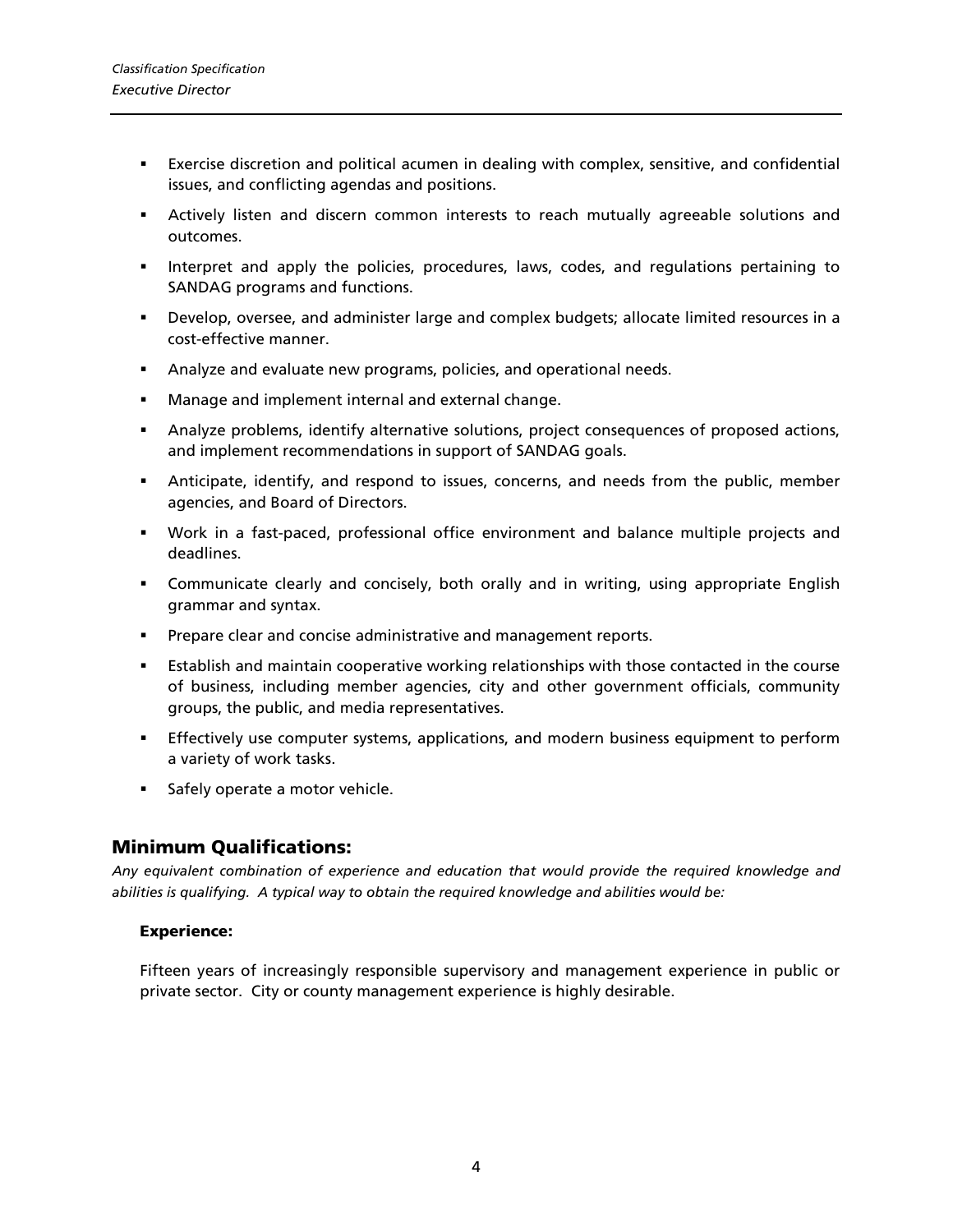- Exercise discretion and political acumen in dealing with complex, sensitive, and confidential issues, and conflicting agendas and positions.
- Actively listen and discern common interests to reach mutually agreeable solutions and outcomes.
- Interpret and apply the policies, procedures, laws, codes, and regulations pertaining to SANDAG programs and functions.
- Develop, oversee, and administer large and complex budgets; allocate limited resources in a cost-effective manner.
- Analyze and evaluate new programs, policies, and operational needs.
- Manage and implement internal and external change.
- Analyze problems, identify alternative solutions, project consequences of proposed actions, and implement recommendations in support of SANDAG goals.
- Anticipate, identify, and respond to issues, concerns, and needs from the public, member agencies, and Board of Directors.
- Work in a fast-paced, professional office environment and balance multiple projects and deadlines.
- Communicate clearly and concisely, both orally and in writing, using appropriate English grammar and syntax.
- Prepare clear and concise administrative and management reports.
- Establish and maintain cooperative working relationships with those contacted in the course of business, including member agencies, city and other government officials, community groups, the public, and media representatives.
- Effectively use computer systems, applications, and modern business equipment to perform a variety of work tasks.
- Safely operate a motor vehicle.

## Minimum Qualifications:

*Any equivalent combination of experience and education that would provide the required knowledge and abilities is qualifying. A typical way to obtain the required knowledge and abilities would be:*

### Experience:

Fifteen years of increasingly responsible supervisory and management experience in public or private sector. City or county management experience is highly desirable.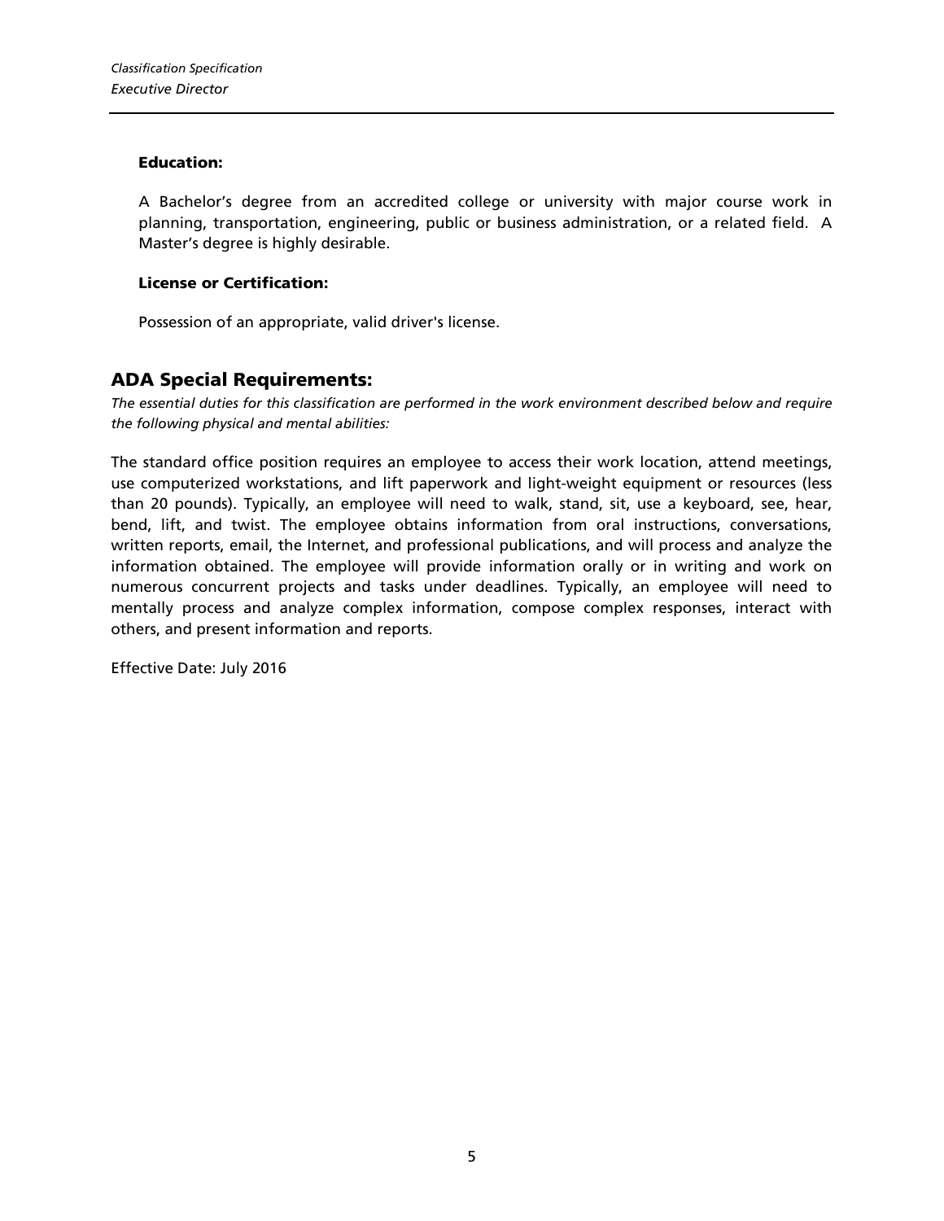#### Education:

A Bachelor's degree from an accredited college or university with major course work in planning, transportation, engineering, public or business administration, or a related field. A Master's degree is highly desirable.

#### License or Certification:

Possession of an appropriate, valid driver's license.

## ADA Special Requirements:

*The essential duties for this classification are performed in the work environment described below and require the following physical and mental abilities:*

The standard office position requires an employee to access their work location, attend meetings, use computerized workstations, and lift paperwork and light-weight equipment or resources (less than 20 pounds). Typically, an employee will need to walk, stand, sit, use a keyboard, see, hear, bend, lift, and twist. The employee obtains information from oral instructions, conversations, written reports, email, the Internet, and professional publications, and will process and analyze the information obtained. The employee will provide information orally or in writing and work on numerous concurrent projects and tasks under deadlines. Typically, an employee will need to mentally process and analyze complex information, compose complex responses, interact with others, and present information and reports.

Effective Date: July 2016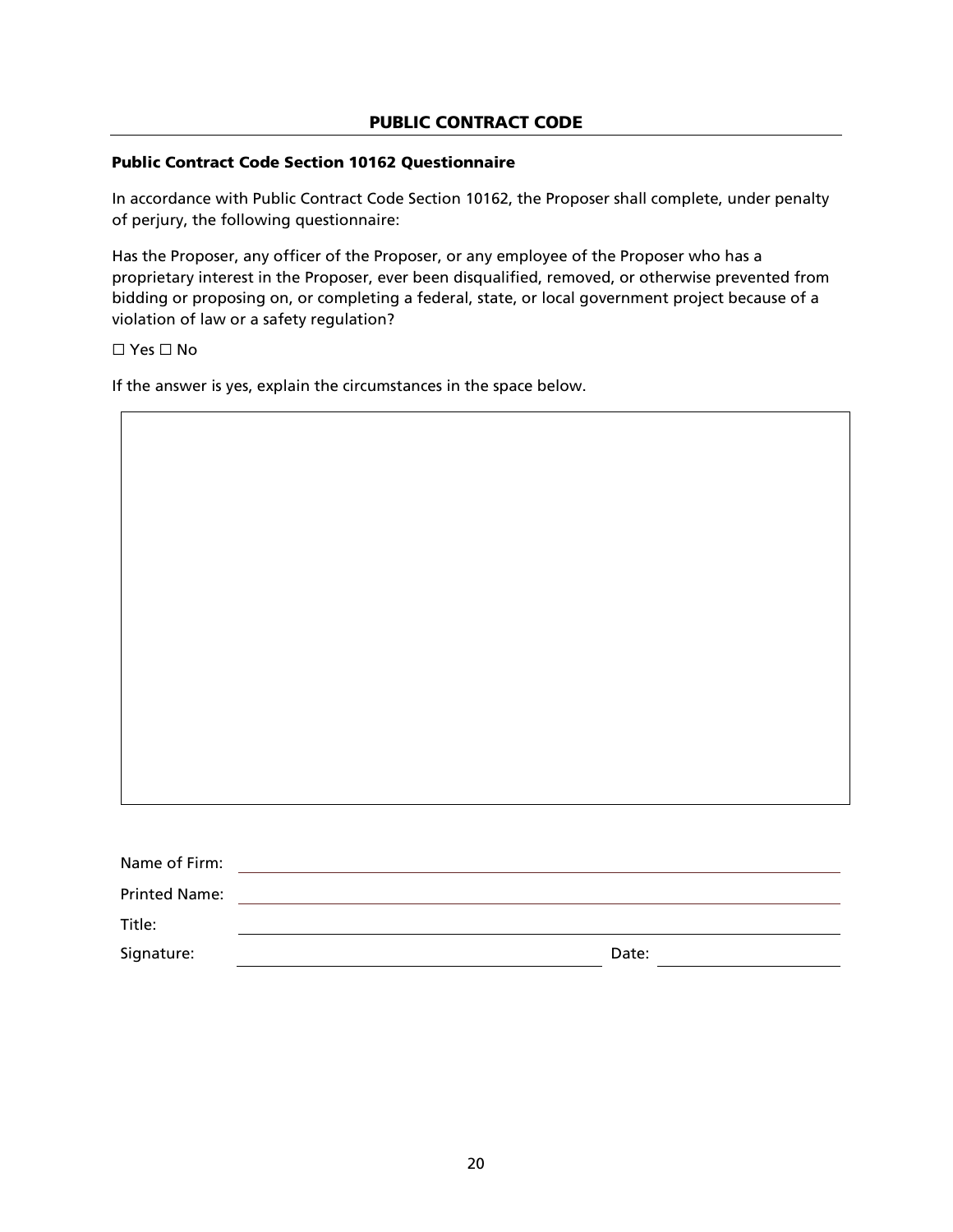## PUBLIC CONTRACT CODE

### Public Contract Code Section 10162 Questionnaire

In accordance with Public Contract Code Section 10162, the Proposer shall complete, under penalty of perjury, the following questionnaire:

Has the Proposer, any officer of the Proposer, or any employee of the Proposer who has a proprietary interest in the Proposer, ever been disqualified, removed, or otherwise prevented from bidding or proposing on, or completing a federal, state, or local government project because of a violation of law or a safety regulation?

☐ Yes ☐ No

If the answer is yes, explain the circumstances in the space below.

| |
|---|
| |

Name of Firm: ______________________________

Printed Name: ______________________________

Title: ______________________________

Signature: ______________________________ Date: ______________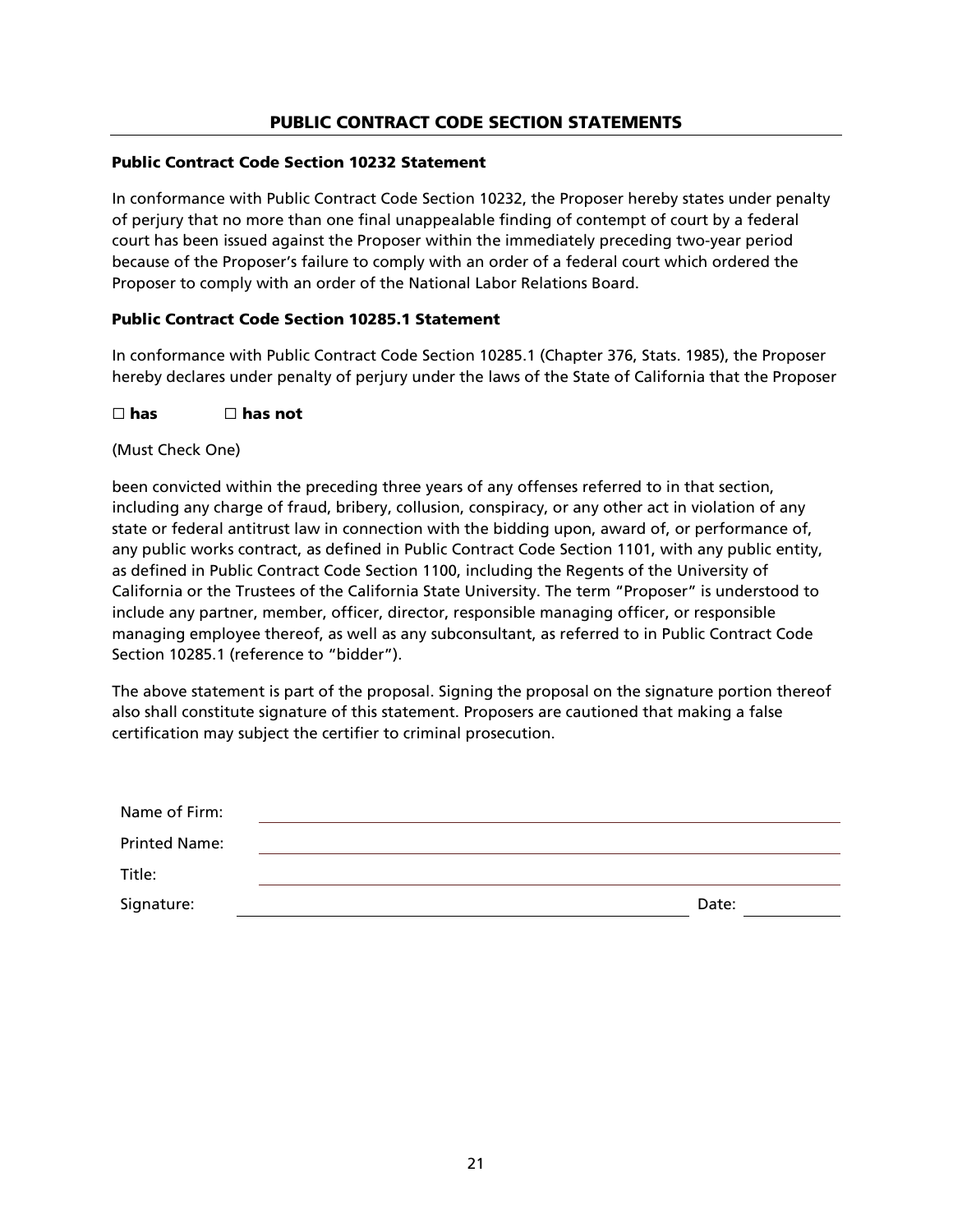## PUBLIC CONTRACT CODE SECTION STATEMENTS

### Public Contract Code Section 10232 Statement

In conformance with Public Contract Code Section 10232, the Proposer hereby states under penalty of perjury that no more than one final unappealable finding of contempt of court by a federal court has been issued against the Proposer within the immediately preceding two-year period because of the Proposer's failure to comply with an order of a federal court which ordered the Proposer to comply with an order of the National Labor Relations Board.

### Public Contract Code Section 10285.1 Statement

In conformance with Public Contract Code Section 10285.1 (Chapter 376, Stats. 1985), the Proposer hereby declares under penalty of perjury under the laws of the State of California that the Proposer

☐ **has** ☐ **has not**

(Must Check One)

been convicted within the preceding three years of any offenses referred to in that section, including any charge of fraud, bribery, collusion, conspiracy, or any other act in violation of any state or federal antitrust law in connection with the bidding upon, award of, or performance of, any public works contract, as defined in Public Contract Code Section 1101, with any public entity, as defined in Public Contract Code Section 1100, including the Regents of the University of California or the Trustees of the California State University. The term "Proposer" is understood to include any partner, member, officer, director, responsible managing officer, or responsible managing employee thereof, as well as any subconsultant, as referred to in Public Contract Code Section 10285.1 (reference to "bidder").

The above statement is part of the proposal. Signing the proposal on the signature portion thereof also shall constitute signature of this statement. Proposers are cautioned that making a false certification may subject the certifier to criminal prosecution.

Name of Firm: ______________________________

Printed Name: ______________________________

Title: ______________________________

Signature: ______________________________ Date: __________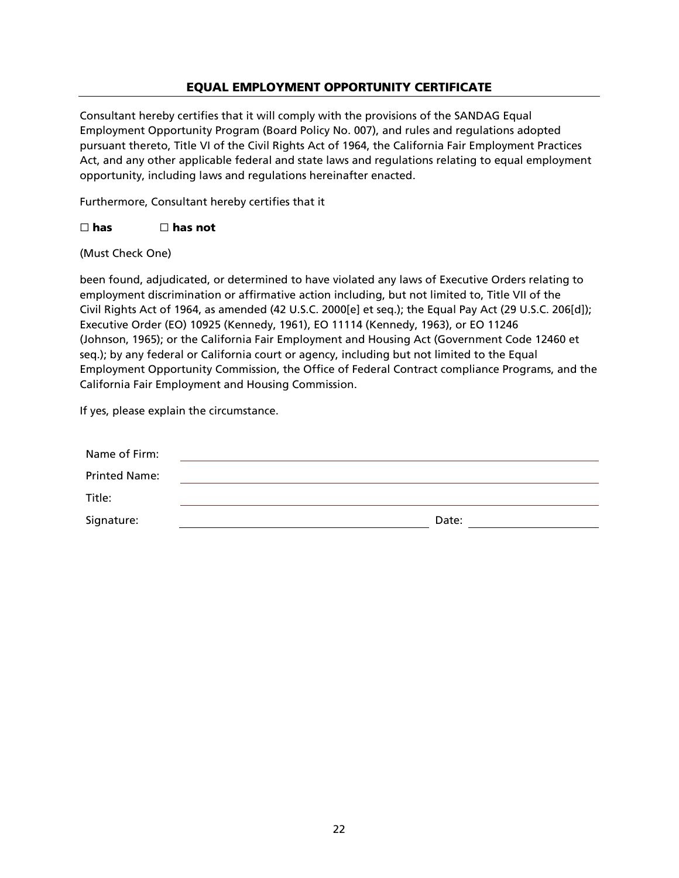## EQUAL EMPLOYMENT OPPORTUNITY CERTIFICATE

Consultant hereby certifies that it will comply with the provisions of the SANDAG Equal Employment Opportunity Program (Board Policy No. 007), and rules and regulations adopted pursuant thereto, Title VI of the Civil Rights Act of 1964, the California Fair Employment Practices Act, and any other applicable federal and state laws and regulations relating to equal employment opportunity, including laws and regulations hereinafter enacted.

Furthermore, Consultant hereby certifies that it

☐ **has** ☐ **has not**

(Must Check One)

been found, adjudicated, or determined to have violated any laws of Executive Orders relating to employment discrimination or affirmative action including, but not limited to, Title VII of the Civil Rights Act of 1964, as amended (42 U.S.C. 2000[e] et seq.); the Equal Pay Act (29 U.S.C. 206[d]); Executive Order (EO) 10925 (Kennedy, 1961), EO 11114 (Kennedy, 1963), or EO 11246 (Johnson, 1965); or the California Fair Employment and Housing Act (Government Code 12460 et seq.); by any federal or California court or agency, including but not limited to the Equal Employment Opportunity Commission, the Office of Federal Contract compliance Programs, and the California Fair Employment and Housing Commission.

If yes, please explain the circumstance.

Name of Firm: ______________________________

Printed Name: ______________________________

Title: ______________________________

Signature: ______________________________ Date: ______________